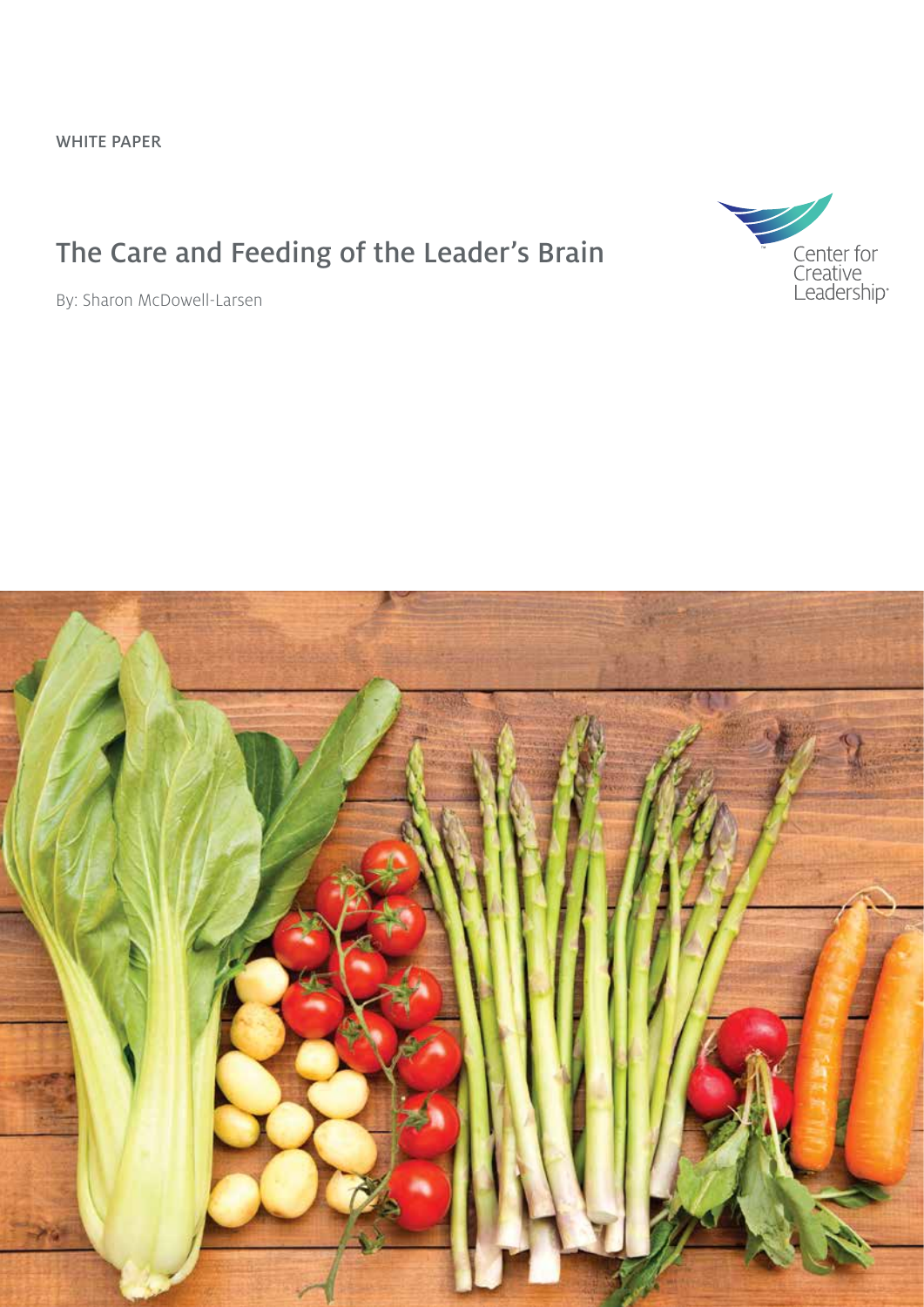WHITE PAPER

# The Care and Feeding of the Leader's Brain

By: Sharon McDowell-Larsen

Center for Creative Leadership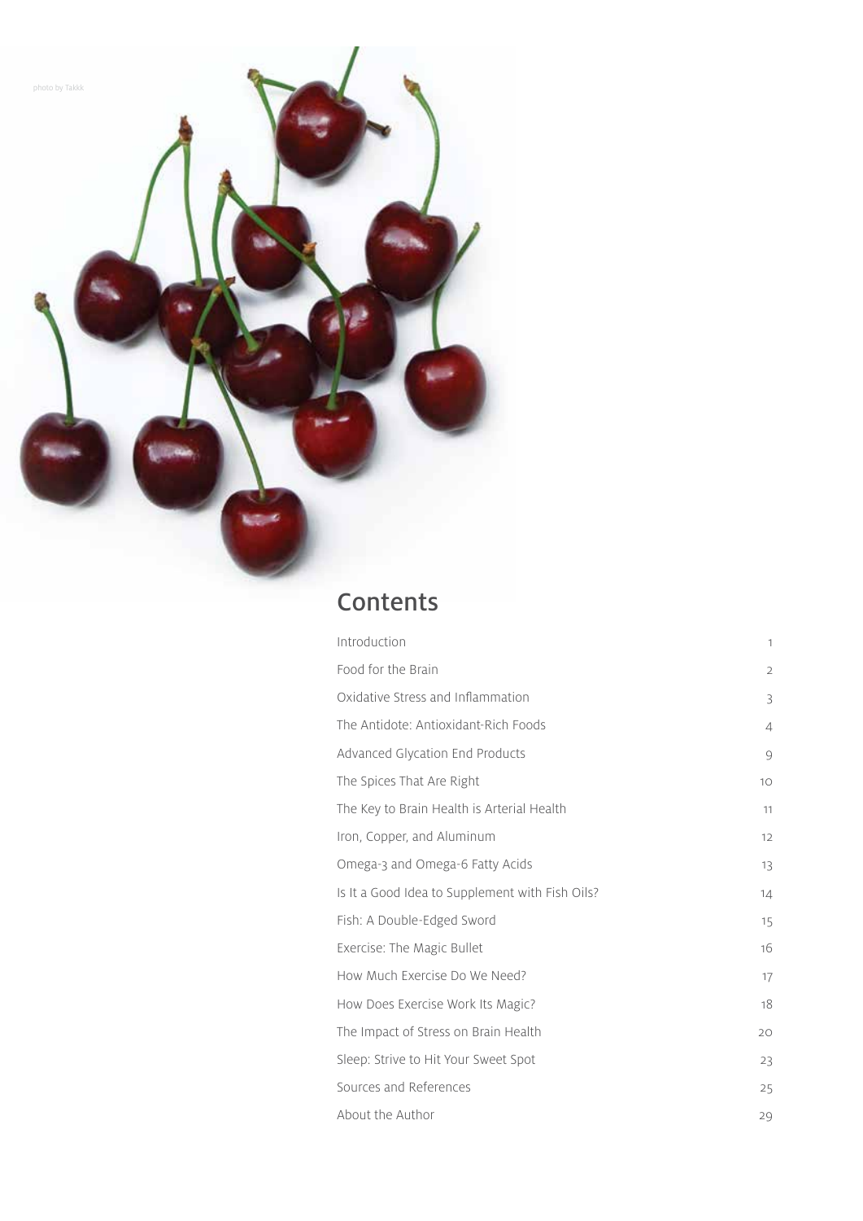photo by Takkk

## Contents

| | |
|---|---|
| Introduction | 1 |
| Food for the Brain | 2 |
| Oxidative Stress and Inflammation | 3 |
| The Antidote: Antioxidant-Rich Foods | 4 |
| Advanced Glycation End Products | 9 |
| The Spices That Are Right | 10 |
| The Key to Brain Health is Arterial Health | 11 |
| Iron, Copper, and Aluminum | 12 |
| Omega-3 and Omega-6 Fatty Acids | 13 |
| Is It a Good Idea to Supplement with Fish Oils? | 14 |
| Fish: A Double-Edged Sword | 15 |
| Exercise: The Magic Bullet | 16 |
| How Much Exercise Do We Need? | 17 |
| How Does Exercise Work Its Magic? | 18 |
| The Impact of Stress on Brain Health | 20 |
| Sleep: Strive to Hit Your Sweet Spot | 23 |
| Sources and References | 25 |
| About the Author | 29 |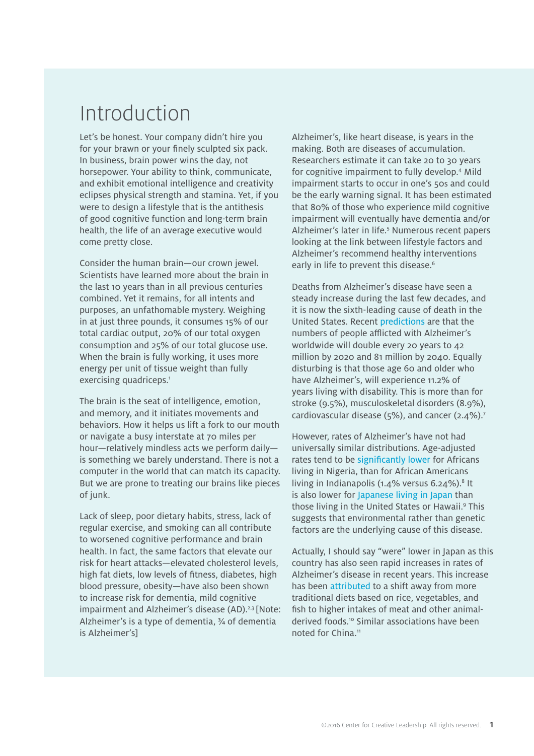# Introduction

Let's be honest. Your company didn't hire you for your brawn or your finely sculpted six pack. In business, brain power wins the day, not horsepower. Your ability to think, communicate, and exhibit emotional intelligence and creativity eclipses physical strength and stamina. Yet, if you were to design a lifestyle that is the antithesis of good cognitive function and long-term brain health, the life of an average executive would come pretty close.

Consider the human brain—our crown jewel. Scientists have learned more about the brain in the last 10 years than in all previous centuries combined. Yet it remains, for all intents and purposes, an unfathomable mystery. Weighing in at just three pounds, it consumes 15% of our total cardiac output, 20% of our total oxygen consumption and 25% of our total glucose use. When the brain is fully working, it uses more energy per unit of tissue weight than fully exercising quadriceps.[1]

The brain is the seat of intelligence, emotion, and memory, and it initiates movements and behaviors. How it helps us lift a fork to our mouth or navigate a busy interstate at 70 miles per hour—relatively mindless acts we perform daily—is something we barely understand. There is not a computer in the world that can match its capacity. But we are prone to treating our brains like pieces of junk.

Lack of sleep, poor dietary habits, stress, lack of regular exercise, and smoking can all contribute to worsened cognitive performance and brain health. In fact, the same factors that elevate our risk for heart attacks—elevated cholesterol levels, high fat diets, low levels of fitness, diabetes, high blood pressure, obesity—have also been shown to increase risk for dementia, mild cognitive impairment and Alzheimer's disease (AD).[2,3] [Note: Alzheimer's is a type of dementia, ¾ of dementia is Alzheimer's]

Alzheimer's, like heart disease, is years in the making. Both are diseases of accumulation. Researchers estimate it can take 20 to 30 years for cognitive impairment to fully develop.[4] Mild impairment starts to occur in one's 50s and could be the early warning signal. It has been estimated that 80% of those who experience mild cognitive impairment will eventually have dementia and/or Alzheimer's later in life.[5] Numerous recent papers looking at the link between lifestyle factors and Alzheimer's recommend healthy interventions early in life to prevent this disease.[6]

Deaths from Alzheimer's disease have seen a steady increase during the last few decades, and it is now the sixth-leading cause of death in the United States. Recent predictions are that the numbers of people afflicted with Alzheimer's worldwide will double every 20 years to 42 million by 2020 and 81 million by 2040. Equally disturbing is that those age 60 and older who have Alzheimer's, will experience 11.2% of years living with disability. This is more than for stroke (9.5%), musculoskeletal disorders (8.9%), cardiovascular disease (5%), and cancer (2.4%).[7]

However, rates of Alzheimer's have not had universally similar distributions. Age-adjusted rates tend to be significantly lower for Africans living in Nigeria, than for African Americans living in Indianapolis (1.4% versus 6.24%).[8] It is also lower for Japanese living in Japan than those living in the United States or Hawaii.[9] This suggests that environmental rather than genetic factors are the underlying cause of this disease.

Actually, I should say "were" lower in Japan as this country has also seen rapid increases in rates of Alzheimer's disease in recent years. This increase has been attributed to a shift away from more traditional diets based on rice, vegetables, and fish to higher intakes of meat and other animal-derived foods.[10] Similar associations have been noted for China.[11]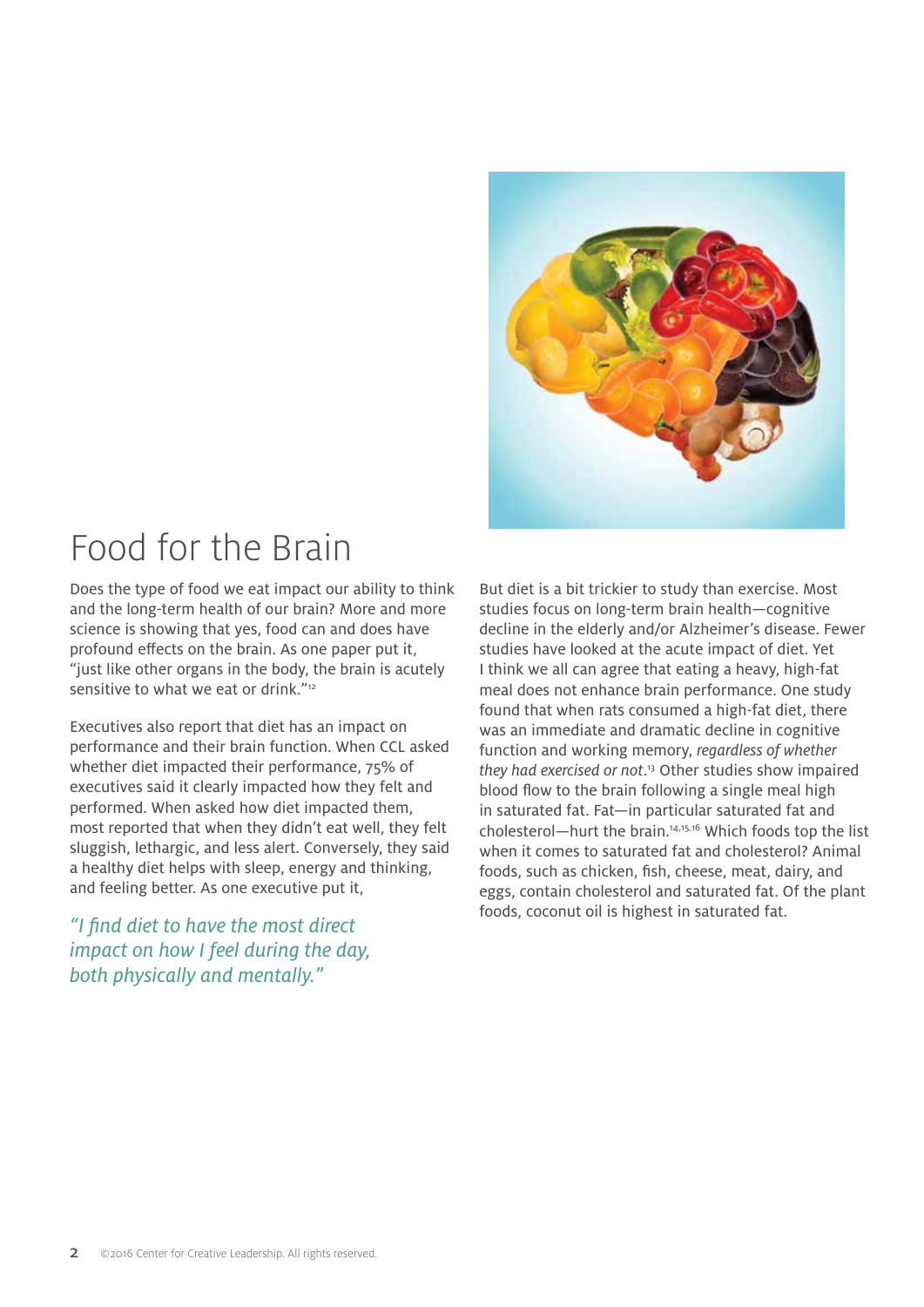# Food for the Brain

Does the type of food we eat impact our ability to think and the long-term health of our brain? More and more science is showing that yes, food can and does have profound effects on the brain. As one paper put it, "just like other organs in the body, the brain is acutely sensitive to what we eat or drink."[12]

Executives also report that diet has an impact on performance and their brain function. When CCL asked whether diet impacted their performance, 75% of executives said it clearly impacted how they felt and performed. When asked how diet impacted them, most reported that when they didn't eat well, they felt sluggish, lethargic, and less alert. Conversely, they said a healthy diet helps with sleep, energy and thinking, and feeling better. As one executive put it,

*"I find diet to have the most direct impact on how I feel during the day, both physically and mentally."*

But diet is a bit trickier to study than exercise. Most studies focus on long-term brain health—cognitive decline in the elderly and/or Alzheimer's disease. Fewer studies have looked at the acute impact of diet. Yet I think we all can agree that eating a heavy, high-fat meal does not enhance brain performance. One study found that when rats consumed a high-fat diet, there was an immediate and dramatic decline in cognitive function and working memory, *regardless of whether they had exercised or not*.[13] Other studies show impaired blood flow to the brain following a single meal high in saturated fat. Fat—in particular saturated fat and cholesterol—hurt the brain.[14,15,16] Which foods top the list when it comes to saturated fat and cholesterol? Animal foods, such as chicken, fish, cheese, meat, dairy, and eggs, contain cholesterol and saturated fat. Of the plant foods, coconut oil is highest in saturated fat.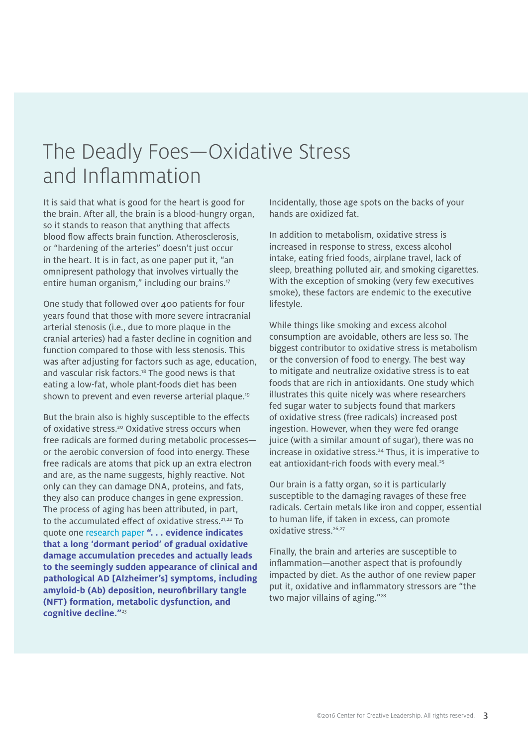# The Deadly Foes—Oxidative Stress and Inflammation

It is said that what is good for the heart is good for the brain. After all, the brain is a blood-hungry organ, so it stands to reason that anything that affects blood flow affects brain function. Atherosclerosis, or "hardening of the arteries" doesn't just occur in the heart. It is in fact, as one paper put it, "an omnipresent pathology that involves virtually the entire human organism," including our brains.[17]

One study that followed over 400 patients for four years found that those with more severe intracranial arterial stenosis (i.e., due to more plaque in the cranial arteries) had a faster decline in cognition and function compared to those with less stenosis. This was after adjusting for factors such as age, education, and vascular risk factors.[18] The good news is that eating a low-fat, whole plant-foods diet has been shown to prevent and even reverse arterial plaque.[19]

But the brain also is highly susceptible to the effects of oxidative stress.[20] Oxidative stress occurs when free radicals are formed during metabolic processes—or the aerobic conversion of food into energy. These free radicals are atoms that pick up an extra electron and are, as the name suggests, highly reactive. Not only can they can damage DNA, proteins, and fats, they also can produce changes in gene expression. The process of aging has been attributed, in part, to the accumulated effect of oxidative stress.[21,22] To quote one research paper **". . . evidence indicates that a long 'dormant period' of gradual oxidative damage accumulation precedes and actually leads to the seemingly sudden appearance of clinical and pathological AD [Alzheimer's] symptoms, including amyloid-b (Ab) deposition, neurofibrillary tangle (NFT) formation, metabolic dysfunction, and cognitive decline."**[23]

Incidentally, those age spots on the backs of your hands are oxidized fat.

In addition to metabolism, oxidative stress is increased in response to stress, excess alcohol intake, eating fried foods, airplane travel, lack of sleep, breathing polluted air, and smoking cigarettes. With the exception of smoking (very few executives smoke), these factors are endemic to the executive lifestyle.

While things like smoking and excess alcohol consumption are avoidable, others are less so. The biggest contributor to oxidative stress is metabolism or the conversion of food to energy. The best way to mitigate and neutralize oxidative stress is to eat foods that are rich in antioxidants. One study which illustrates this quite nicely was where researchers fed sugar water to subjects found that markers of oxidative stress (free radicals) increased post ingestion. However, when they were fed orange juice (with a similar amount of sugar), there was no increase in oxidative stress.[24] Thus, it is imperative to eat antioxidant-rich foods with every meal.[25]

Our brain is a fatty organ, so it is particularly susceptible to the damaging ravages of these free radicals. Certain metals like iron and copper, essential to human life, if taken in excess, can promote oxidative stress.[26,27]

Finally, the brain and arteries are susceptible to inflammation—another aspect that is profoundly impacted by diet. As the author of one review paper put it, oxidative and inflammatory stressors are "the two major villains of aging."[28]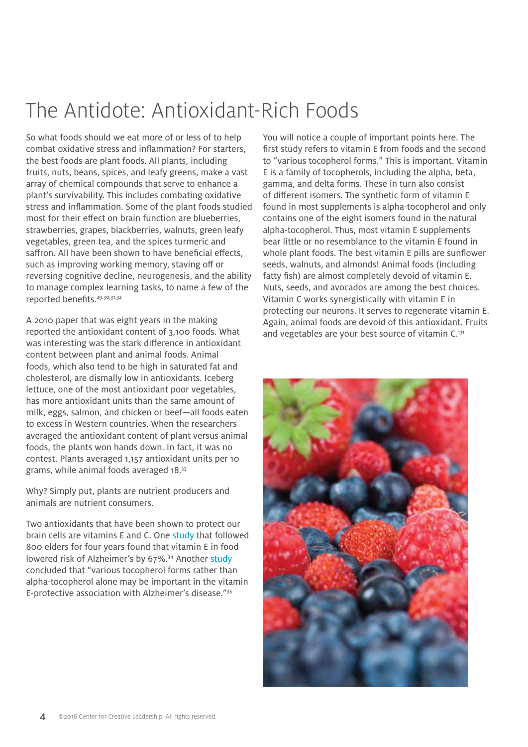# The Antidote: Antioxidant-Rich Foods

So what foods should we eat more of or less of to help combat oxidative stress and inflammation? For starters, the best foods are plant foods. All plants, including fruits, nuts, beans, spices, and leafy greens, make a vast array of chemical compounds that serve to enhance a plant's survivability. This includes combating oxidative stress and inflammation. Some of the plant foods studied most for their effect on brain function are blueberries, strawberries, grapes, blackberries, walnuts, green leafy vegetables, green tea, and the spices turmeric and saffron. All have been shown to have beneficial effects, such as improving working memory, staving off or reversing cognitive decline, neurogenesis, and the ability to manage complex learning tasks, to name a few of the reported benefits.[29,30,31,32]

A 2010 paper that was eight years in the making reported the antioxidant content of 3,100 foods. What was interesting was the stark difference in antioxidant content between plant and animal foods. Animal foods, which also tend to be high in saturated fat and cholesterol, are dismally low in antioxidants. Iceberg lettuce, one of the most antioxidant poor vegetables, has more antioxidant units than the same amount of milk, eggs, salmon, and chicken or beef—all foods eaten to excess in Western countries. When the researchers averaged the antioxidant content of plant versus animal foods, the plants won hands down. In fact, it was no contest. Plants averaged 1,157 antioxidant units per 10 grams, while animal foods averaged 18.[33]

Why? Simply put, plants are nutrient producers and animals are nutrient consumers.

Two antioxidants that have been shown to protect our brain cells are vitamins E and C. One study that followed 800 elders for four years found that vitamin E in food lowered risk of Alzheimer's by 67%.[34] Another study concluded that "various tocopherol forms rather than alpha-tocopherol alone may be important in the vitamin E-protective association with Alzheimer's disease."[35]

You will notice a couple of important points here. The first study refers to vitamin E from foods and the second to "various tocopherol forms." This is important. Vitamin E is a family of tocopherols, including the alpha, beta, gamma, and delta forms. These in turn also consist of different isomers. The synthetic form of vitamin E found in most supplements is alpha-tocopherol and only contains one of the eight isomers found in the natural alpha-tocopherol. Thus, most vitamin E supplements bear little or no resemblance to the vitamin E found in whole plant foods. The best vitamin E pills are sunflower seeds, walnuts, and almonds! Animal foods (including fatty fish) are almost completely devoid of vitamin E. Nuts, seeds, and avocados are among the best choices. Vitamin C works synergistically with vitamin E in protecting our neurons. It serves to regenerate vitamin E. Again, animal foods are devoid of this antioxidant. Fruits and vegetables are your best source of vitamin C.[131]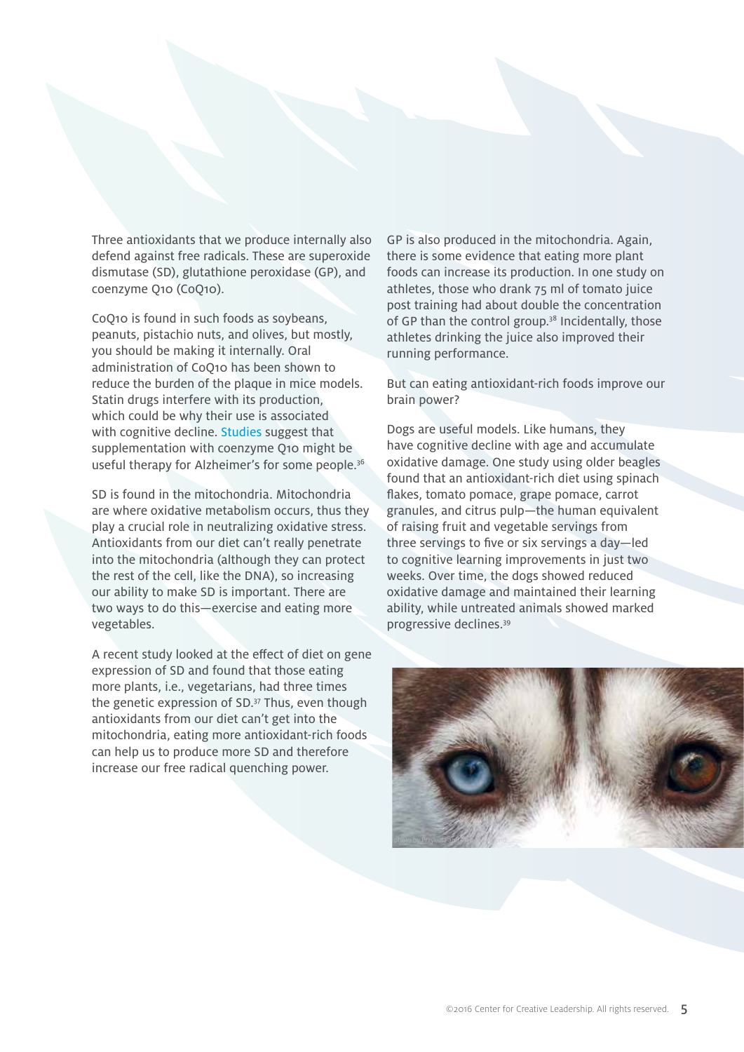Three antioxidants that we produce internally also defend against free radicals. These are superoxide dismutase (SD), glutathione peroxidase (GP), and coenzyme Q10 (CoQ10).

CoQ10 is found in such foods as soybeans, peanuts, pistachio nuts, and olives, but mostly, you should be making it internally. Oral administration of CoQ10 has been shown to reduce the burden of the plaque in mice models. Statin drugs interfere with its production, which could be why their use is associated with cognitive decline. Studies suggest that supplementation with coenzyme Q10 might be useful therapy for Alzheimer's for some people.[36]

SD is found in the mitochondria. Mitochondria are where oxidative metabolism occurs, thus they play a crucial role in neutralizing oxidative stress. Antioxidants from our diet can't really penetrate into the mitochondria (although they can protect the rest of the cell, like the DNA), so increasing our ability to make SD is important. There are two ways to do this—exercise and eating more vegetables.

A recent study looked at the effect of diet on gene expression of SD and found that those eating more plants, i.e., vegetarians, had three times the genetic expression of SD.[37] Thus, even though antioxidants from our diet can't get into the mitochondria, eating more antioxidant-rich foods can help us to produce more SD and therefore increase our free radical quenching power.

GP is also produced in the mitochondria. Again, there is some evidence that eating more plant foods can increase its production. In one study on athletes, those who drank 75 ml of tomato juice post training had about double the concentration of GP than the control group.[38] Incidentally, those athletes drinking the juice also improved their running performance.

But can eating antioxidant-rich foods improve our brain power?

Dogs are useful models. Like humans, they have cognitive decline with age and accumulate oxidative damage. One study using older beagles found that an antioxidant-rich diet using spinach flakes, tomato pomace, grape pomace, carrot granules, and citrus pulp—the human equivalent of raising fruit and vegetable servings from three servings to five or six servings a day—led to cognitive learning improvements in just two weeks. Over time, the dogs showed reduced oxidative damage and maintained their learning ability, while untreated animals showed marked progressive declines.[39]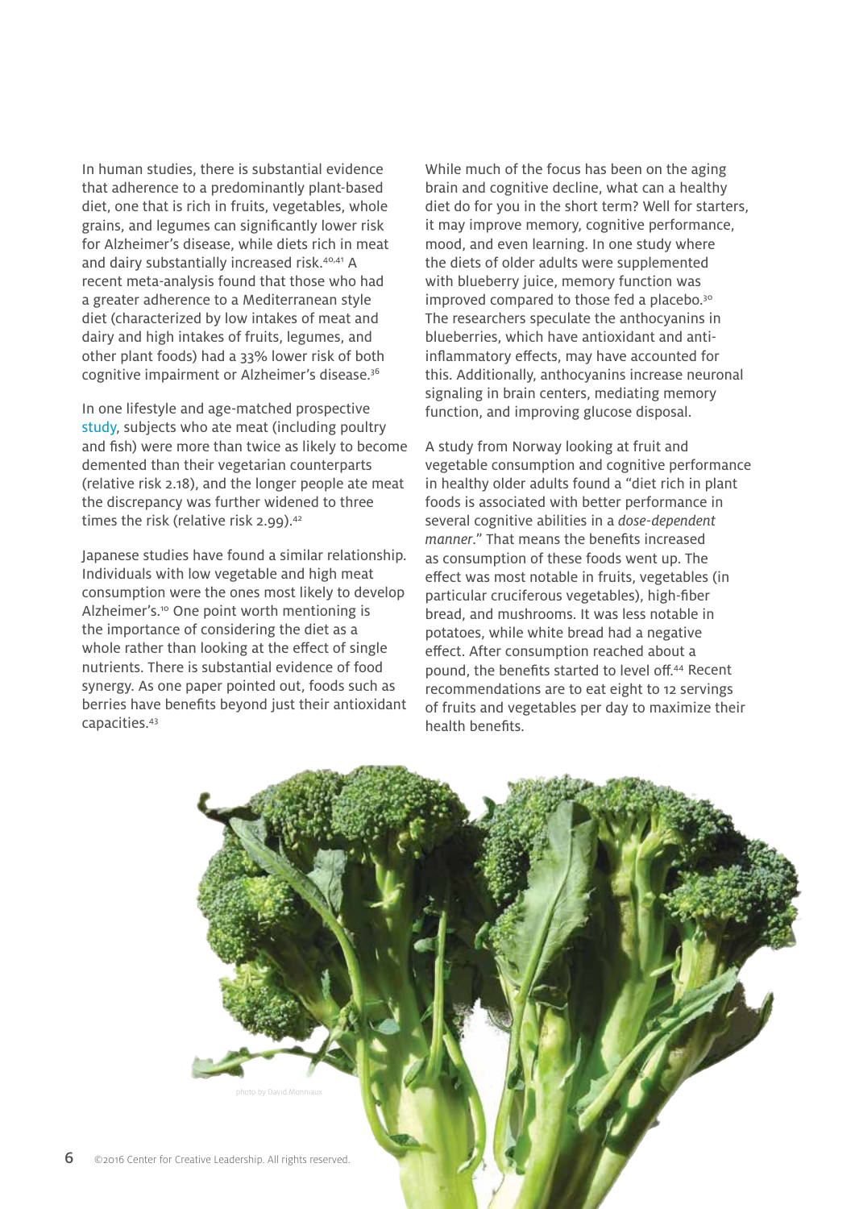In human studies, there is substantial evidence that adherence to a predominantly plant-based diet, one that is rich in fruits, vegetables, whole grains, and legumes can significantly lower risk for Alzheimer's disease, while diets rich in meat and dairy substantially increased risk.[40,41] A recent meta-analysis found that those who had a greater adherence to a Mediterranean style diet (characterized by low intakes of meat and dairy and high intakes of fruits, legumes, and other plant foods) had a 33% lower risk of both cognitive impairment or Alzheimer's disease.[36]

In one lifestyle and age-matched prospective study, subjects who ate meat (including poultry and fish) were more than twice as likely to become demented than their vegetarian counterparts (relative risk 2.18), and the longer people ate meat the discrepancy was further widened to three times the risk (relative risk 2.99).[42]

Japanese studies have found a similar relationship. Individuals with low vegetable and high meat consumption were the ones most likely to develop Alzheimer's.[10] One point worth mentioning is the importance of considering the diet as a whole rather than looking at the effect of single nutrients. There is substantial evidence of food synergy. As one paper pointed out, foods such as berries have benefits beyond just their antioxidant capacities.[43]

While much of the focus has been on the aging brain and cognitive decline, what can a healthy diet do for you in the short term? Well for starters, it may improve memory, cognitive performance, mood, and even learning. In one study where the diets of older adults were supplemented with blueberry juice, memory function was improved compared to those fed a placebo.[30] The researchers speculate the anthocyanins in blueberries, which have antioxidant and anti-inflammatory effects, may have accounted for this. Additionally, anthocyanins increase neuronal signaling in brain centers, mediating memory function, and improving glucose disposal.

A study from Norway looking at fruit and vegetable consumption and cognitive performance in healthy older adults found a "diet rich in plant foods is associated with better performance in several cognitive abilities in a *dose-dependent manner*." That means the benefits increased as consumption of these foods went up. The effect was most notable in fruits, vegetables (in particular cruciferous vegetables), high-fiber bread, and mushrooms. It was less notable in potatoes, while white bread had a negative effect. After consumption reached about a pound, the benefits started to level off.[44] Recent recommendations are to eat eight to 12 servings of fruits and vegetables per day to maximize their health benefits.

photo by David Monniaux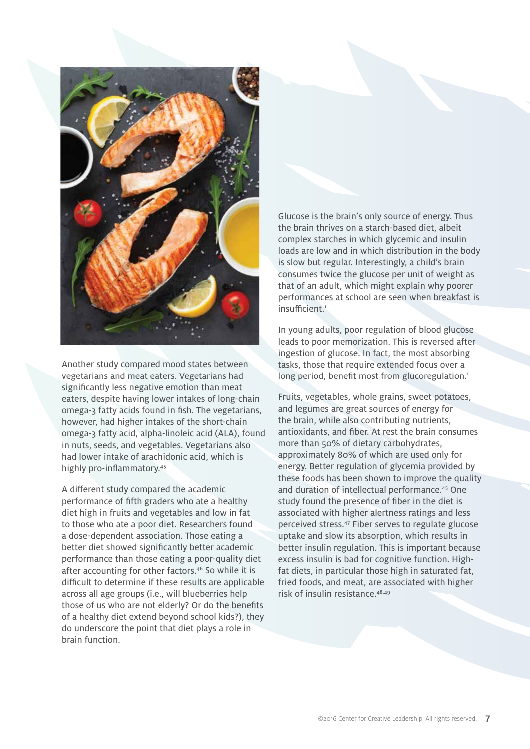Another study compared mood states between vegetarians and meat eaters. Vegetarians had significantly less negative emotion than meat eaters, despite having lower intakes of long-chain omega-3 fatty acids found in fish. The vegetarians, however, had higher intakes of the short-chain omega-3 fatty acid, alpha-linoleic acid (ALA), found in nuts, seeds, and vegetables. Vegetarians also had lower intake of arachidonic acid, which is highly pro-inflammatory.[45]

A different study compared the academic performance of fifth graders who ate a healthy diet high in fruits and vegetables and low in fat to those who ate a poor diet. Researchers found a dose-dependent association. Those eating a better diet showed significantly better academic performance than those eating a poor-quality diet after accounting for other factors.[46] So while it is difficult to determine if these results are applicable across all age groups (i.e., will blueberries help those of us who are not elderly? Or do the benefits of a healthy diet extend beyond school kids?), they do underscore the point that diet plays a role in brain function.

Glucose is the brain's only source of energy. Thus the brain thrives on a starch-based diet, albeit complex starches in which glycemic and insulin loads are low and in which distribution in the body is slow but regular. Interestingly, a child's brain consumes twice the glucose per unit of weight as that of an adult, which might explain why poorer performances at school are seen when breakfast is insufficient.[1]

In young adults, poor regulation of blood glucose leads to poor memorization. This is reversed after ingestion of glucose. In fact, the most absorbing tasks, those that require extended focus over a long period, benefit most from glucoregulation.[1]

Fruits, vegetables, whole grains, sweet potatoes, and legumes are great sources of energy for the brain, while also contributing nutrients, antioxidants, and fiber. At rest the brain consumes more than 50% of dietary carbohydrates, approximately 80% of which are used only for energy. Better regulation of glycemia provided by these foods has been shown to improve the quality and duration of intellectual performance.[45] One study found the presence of fiber in the diet is associated with higher alertness ratings and less perceived stress.[47] Fiber serves to regulate glucose uptake and slow its absorption, which results in better insulin regulation. This is important because excess insulin is bad for cognitive function. High-fat diets, in particular those high in saturated fat, fried foods, and meat, are associated with higher risk of insulin resistance.[48,49]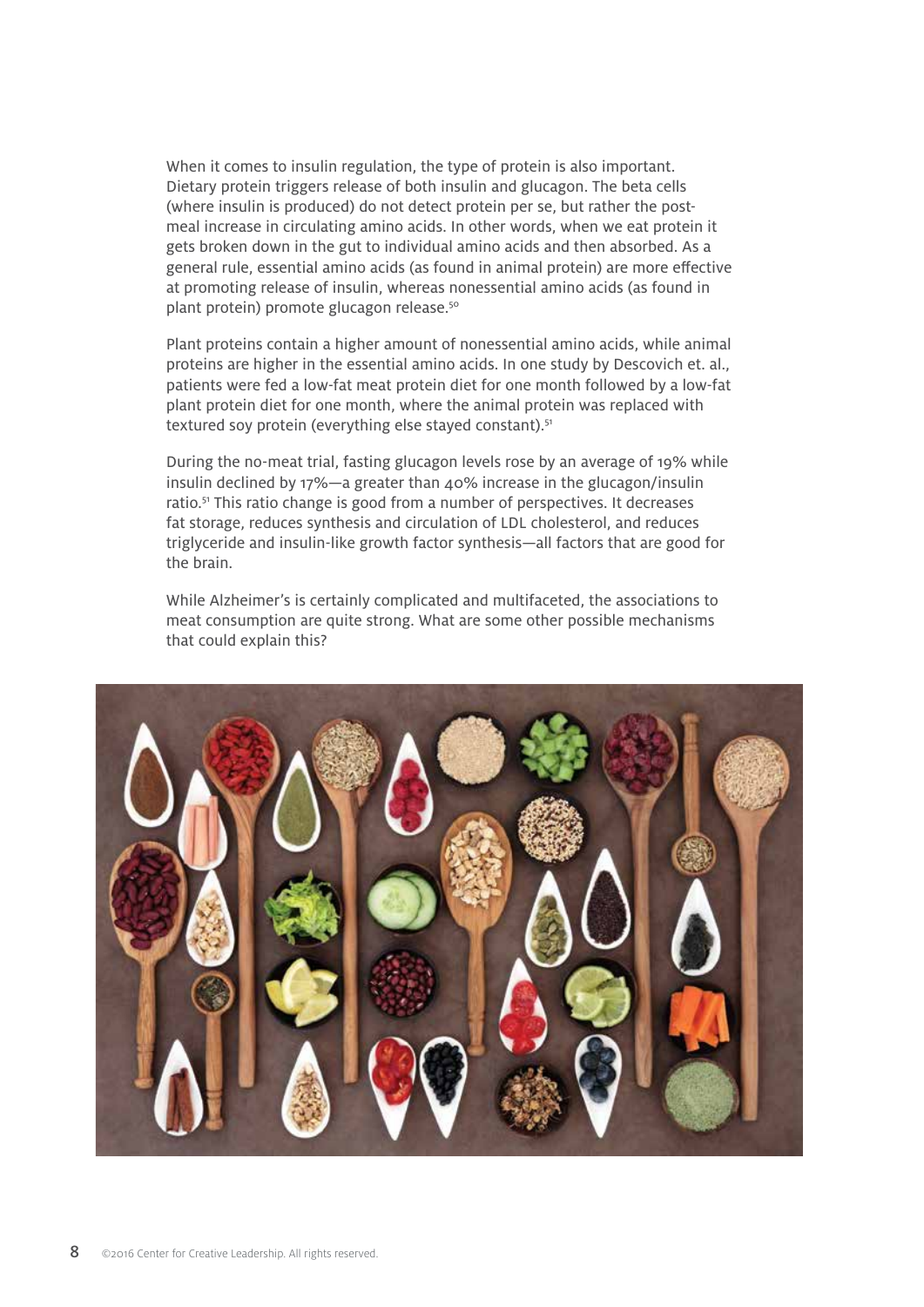When it comes to insulin regulation, the type of protein is also important. Dietary protein triggers release of both insulin and glucagon. The beta cells (where insulin is produced) do not detect protein per se, but rather the post-meal increase in circulating amino acids. In other words, when we eat protein it gets broken down in the gut to individual amino acids and then absorbed. As a general rule, essential amino acids (as found in animal protein) are more effective at promoting release of insulin, whereas nonessential amino acids (as found in plant protein) promote glucagon release.[50]

Plant proteins contain a higher amount of nonessential amino acids, while animal proteins are higher in the essential amino acids. In one study by Descovich et. al., patients were fed a low-fat meat protein diet for one month followed by a low-fat plant protein diet for one month, where the animal protein was replaced with textured soy protein (everything else stayed constant).[51]

During the no-meat trial, fasting glucagon levels rose by an average of 19% while insulin declined by 17%—a greater than 40% increase in the glucagon/insulin ratio.[51] This ratio change is good from a number of perspectives. It decreases fat storage, reduces synthesis and circulation of LDL cholesterol, and reduces triglyceride and insulin-like growth factor synthesis—all factors that are good for the brain.

While Alzheimer's is certainly complicated and multifaceted, the associations to meat consumption are quite strong. What are some other possible mechanisms that could explain this?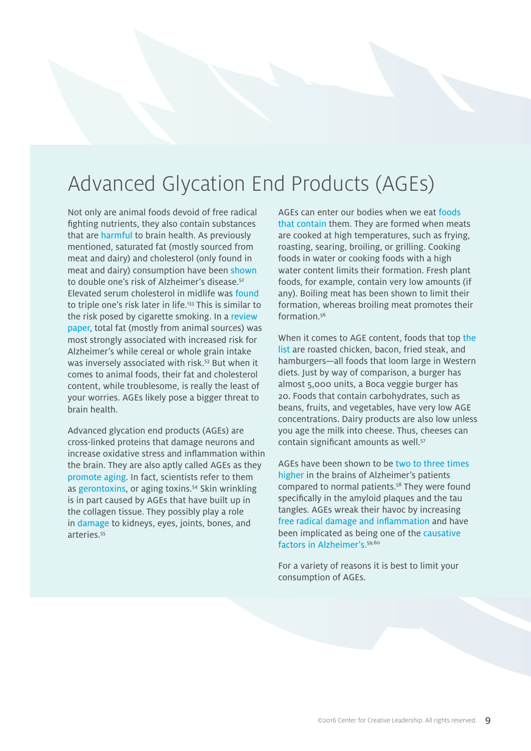# Advanced Glycation End Products (AGEs)

Not only are animal foods devoid of free radical fighting nutrients, they also contain substances that are harmful to brain health. As previously mentioned, saturated fat (mostly sourced from meat and dairy) and cholesterol (only found in meat and dairy) consumption have been shown to double one's risk of Alzheimer's disease.[52] Elevated serum cholesterol in midlife was found to triple one's risk later in life.[133] This is similar to the risk posed by cigarette smoking. In a review paper, total fat (mostly from animal sources) was most strongly associated with increased risk for Alzheimer's while cereal or whole grain intake was inversely associated with risk.[53] But when it comes to animal foods, their fat and cholesterol content, while troublesome, is really the least of your worries. AGEs likely pose a bigger threat to brain health.

Advanced glycation end products (AGEs) are cross-linked proteins that damage neurons and increase oxidative stress and inflammation within the brain. They are also aptly called AGEs as they promote aging. In fact, scientists refer to them as gerontoxins, or aging toxins.[54] Skin wrinkling is in part caused by AGEs that have built up in the collagen tissue. They possibly play a role in damage to kidneys, eyes, joints, bones, and arteries.[55]

AGEs can enter our bodies when we eat foods that contain them. They are formed when meats are cooked at high temperatures, such as frying, roasting, searing, broiling, or grilling. Cooking foods in water or cooking foods with a high water content limits their formation. Fresh plant foods, for example, contain very low amounts (if any). Boiling meat has been shown to limit their formation, whereas broiling meat promotes their formation.[56]

When it comes to AGE content, foods that top the list are roasted chicken, bacon, fried steak, and hamburgers—all foods that loom large in Western diets. Just by way of comparison, a burger has almost 5,000 units, a Boca veggie burger has 20. Foods that contain carbohydrates, such as beans, fruits, and vegetables, have very low AGE concentrations. Dairy products are also low unless you age the milk into cheese. Thus, cheeses can contain significant amounts as well.[57]

AGEs have been shown to be two to three times higher in the brains of Alzheimer's patients compared to normal patients.[58] They were found specifically in the amyloid plaques and the tau tangles. AGEs wreak their havoc by increasing free radical damage and inflammation and have been implicated as being one of the causative factors in Alzheimer's.[59,60]

For a variety of reasons it is best to limit your consumption of AGEs.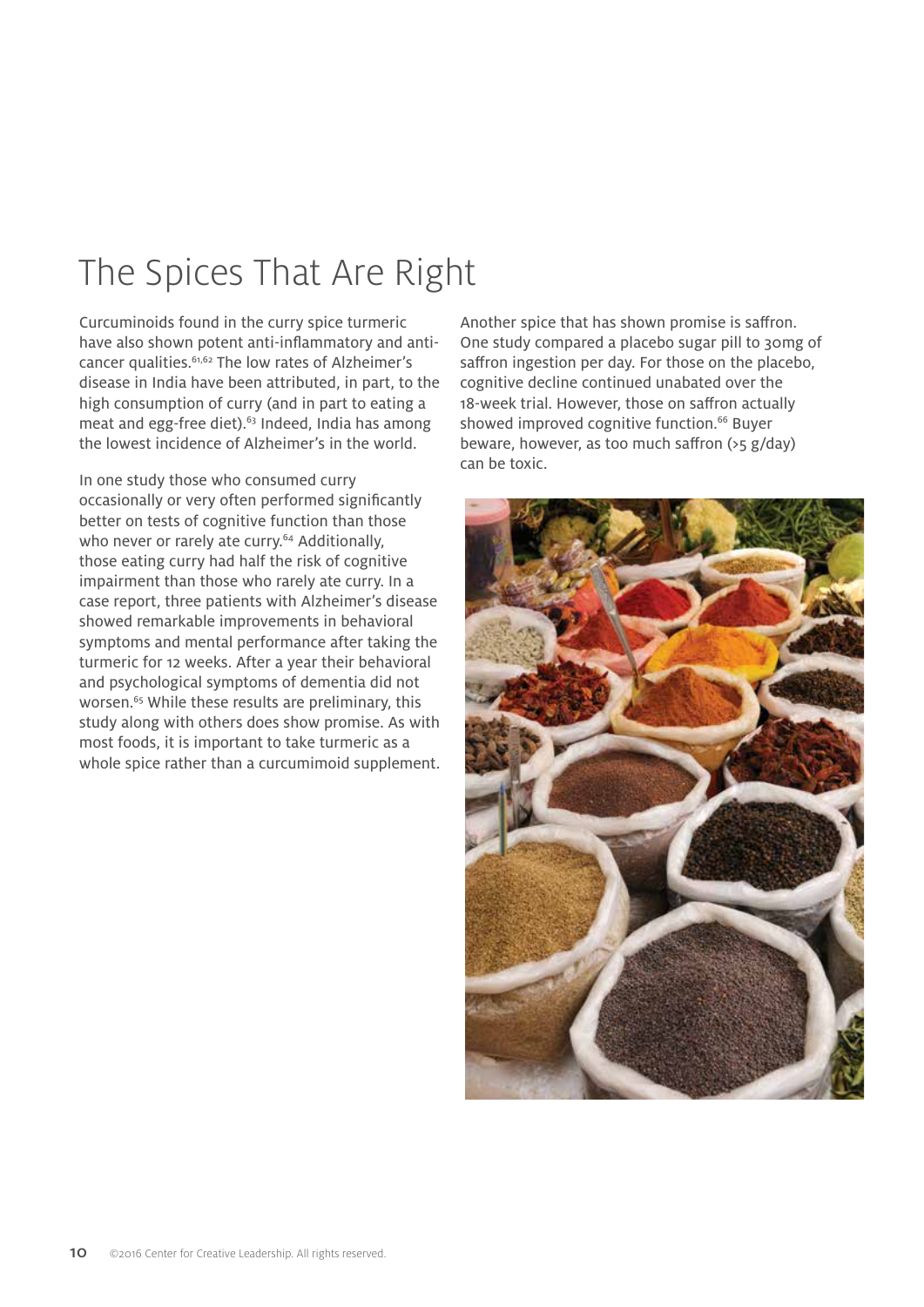# The Spices That Are Right

Curcuminoids found in the curry spice turmeric have also shown potent anti-inflammatory and anti-cancer qualities.[61,62] The low rates of Alzheimer's disease in India have been attributed, in part, to the high consumption of curry (and in part to eating a meat and egg-free diet).[63] Indeed, India has among the lowest incidence of Alzheimer's in the world.

In one study those who consumed curry occasionally or very often performed significantly better on tests of cognitive function than those who never or rarely ate curry.[64] Additionally, those eating curry had half the risk of cognitive impairment than those who rarely ate curry. In a case report, three patients with Alzheimer's disease showed remarkable improvements in behavioral symptoms and mental performance after taking the turmeric for 12 weeks. After a year their behavioral and psychological symptoms of dementia did not worsen.[65] While these results are preliminary, this study along with others does show promise. As with most foods, it is important to take turmeric as a whole spice rather than a curcumimoid supplement.

Another spice that has shown promise is saffron. One study compared a placebo sugar pill to 30mg of saffron ingestion per day. For those on the placebo, cognitive decline continued unabated over the 18-week trial. However, those on saffron actually showed improved cognitive function.[66] Buyer beware, however, as too much saffron (>5 g/day) can be toxic.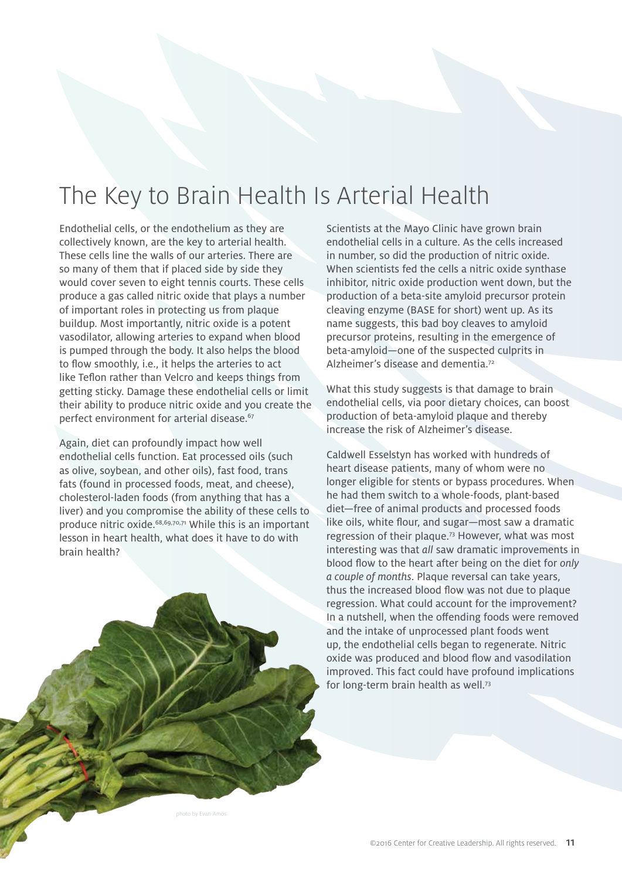# The Key to Brain Health Is Arterial Health

Endothelial cells, or the endothelium as they are collectively known, are the key to arterial health. These cells line the walls of our arteries. There are so many of them that if placed side by side they would cover seven to eight tennis courts. These cells produce a gas called nitric oxide that plays a number of important roles in protecting us from plaque buildup. Most importantly, nitric oxide is a potent vasodilator, allowing arteries to expand when blood is pumped through the body. It also helps the blood to flow smoothly, i.e., it helps the arteries to act like Teflon rather than Velcro and keeps things from getting sticky. Damage these endothelial cells or limit their ability to produce nitric oxide and you create the perfect environment for arterial disease.[67]

Again, diet can profoundly impact how well endothelial cells function. Eat processed oils (such as olive, soybean, and other oils), fast food, trans fats (found in processed foods, meat, and cheese), cholesterol-laden foods (from anything that has a liver) and you compromise the ability of these cells to produce nitric oxide.[68,69,70,71] While this is an important lesson in heart health, what does it have to do with brain health?

Scientists at the Mayo Clinic have grown brain endothelial cells in a culture. As the cells increased in number, so did the production of nitric oxide. When scientists fed the cells a nitric oxide synthase inhibitor, nitric oxide production went down, but the production of a beta-site amyloid precursor protein cleaving enzyme (BASE for short) went up. As its name suggests, this bad boy cleaves to amyloid precursor proteins, resulting in the emergence of beta-amyloid—one of the suspected culprits in Alzheimer's disease and dementia.[72]

What this study suggests is that damage to brain endothelial cells, via poor dietary choices, can boost production of beta-amyloid plaque and thereby increase the risk of Alzheimer's disease.

Caldwell Esselstyn has worked with hundreds of heart disease patients, many of whom were no longer eligible for stents or bypass procedures. When he had them switch to a whole-foods, plant-based diet—free of animal products and processed foods like oils, white flour, and sugar—most saw a dramatic regression of their plaque.[73] However, what was most interesting was that *all* saw dramatic improvements in blood flow to the heart after being on the diet for *only a couple of months*. Plaque reversal can take years, thus the increased blood flow was not due to plaque regression. What could account for the improvement? In a nutshell, when the offending foods were removed and the intake of unprocessed plant foods went up, the endothelial cells began to regenerate. Nitric oxide was produced and blood flow and vasodilation improved. This fact could have profound implications for long-term brain health as well.[73]

photo by Evan-Amos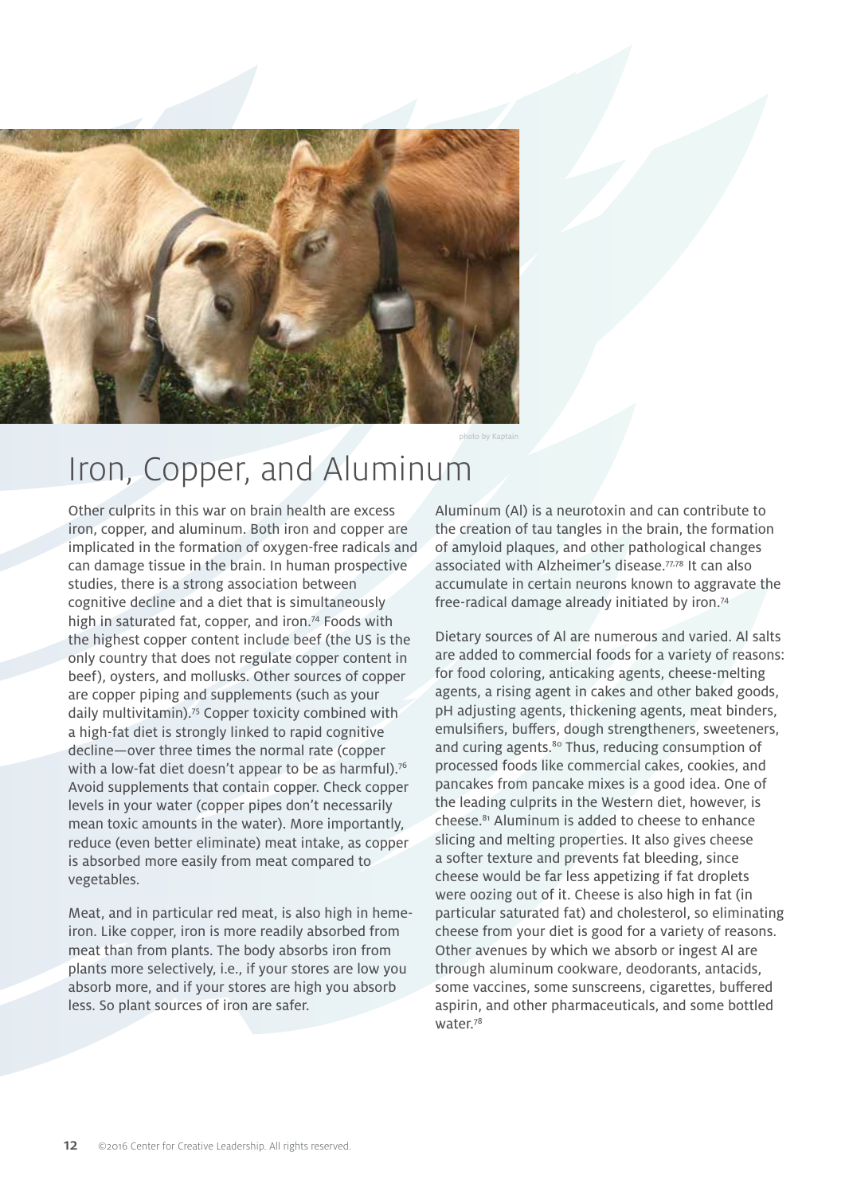photo by Kaptain

# Iron, Copper, and Aluminum

Other culprits in this war on brain health are excess iron, copper, and aluminum. Both iron and copper are implicated in the formation of oxygen-free radicals and can damage tissue in the brain. In human prospective studies, there is a strong association between cognitive decline and a diet that is simultaneously high in saturated fat, copper, and iron.[74] Foods with the highest copper content include beef (the US is the only country that does not regulate copper content in beef), oysters, and mollusks. Other sources of copper are copper piping and supplements (such as your daily multivitamin).[75] Copper toxicity combined with a high-fat diet is strongly linked to rapid cognitive decline—over three times the normal rate (copper with a low-fat diet doesn't appear to be as harmful).[76] Avoid supplements that contain copper. Check copper levels in your water (copper pipes don't necessarily mean toxic amounts in the water). More importantly, reduce (even better eliminate) meat intake, as copper is absorbed more easily from meat compared to vegetables.

Meat, and in particular red meat, is also high in heme-iron. Like copper, iron is more readily absorbed from meat than from plants. The body absorbs iron from plants more selectively, i.e., if your stores are low you absorb more, and if your stores are high you absorb less. So plant sources of iron are safer.

Aluminum (Al) is a neurotoxin and can contribute to the creation of tau tangles in the brain, the formation of amyloid plaques, and other pathological changes associated with Alzheimer's disease.[77,78] It can also accumulate in certain neurons known to aggravate the free-radical damage already initiated by iron.[74]

Dietary sources of Al are numerous and varied. Al salts are added to commercial foods for a variety of reasons: for food coloring, anticaking agents, cheese-melting agents, a rising agent in cakes and other baked goods, pH adjusting agents, thickening agents, meat binders, emulsifiers, buffers, dough strengtheners, sweeteners, and curing agents.[80] Thus, reducing consumption of processed foods like commercial cakes, cookies, and pancakes from pancake mixes is a good idea. One of the leading culprits in the Western diet, however, is cheese.[81] Aluminum is added to cheese to enhance slicing and melting properties. It also gives cheese a softer texture and prevents fat bleeding, since cheese would be far less appetizing if fat droplets were oozing out of it. Cheese is also high in fat (in particular saturated fat) and cholesterol, so eliminating cheese from your diet is good for a variety of reasons. Other avenues by which we absorb or ingest Al are through aluminum cookware, deodorants, antacids, some vaccines, some sunscreens, cigarettes, buffered aspirin, and other pharmaceuticals, and some bottled water.[78]

©2016 Center for Creative Leadership. All rights reserved.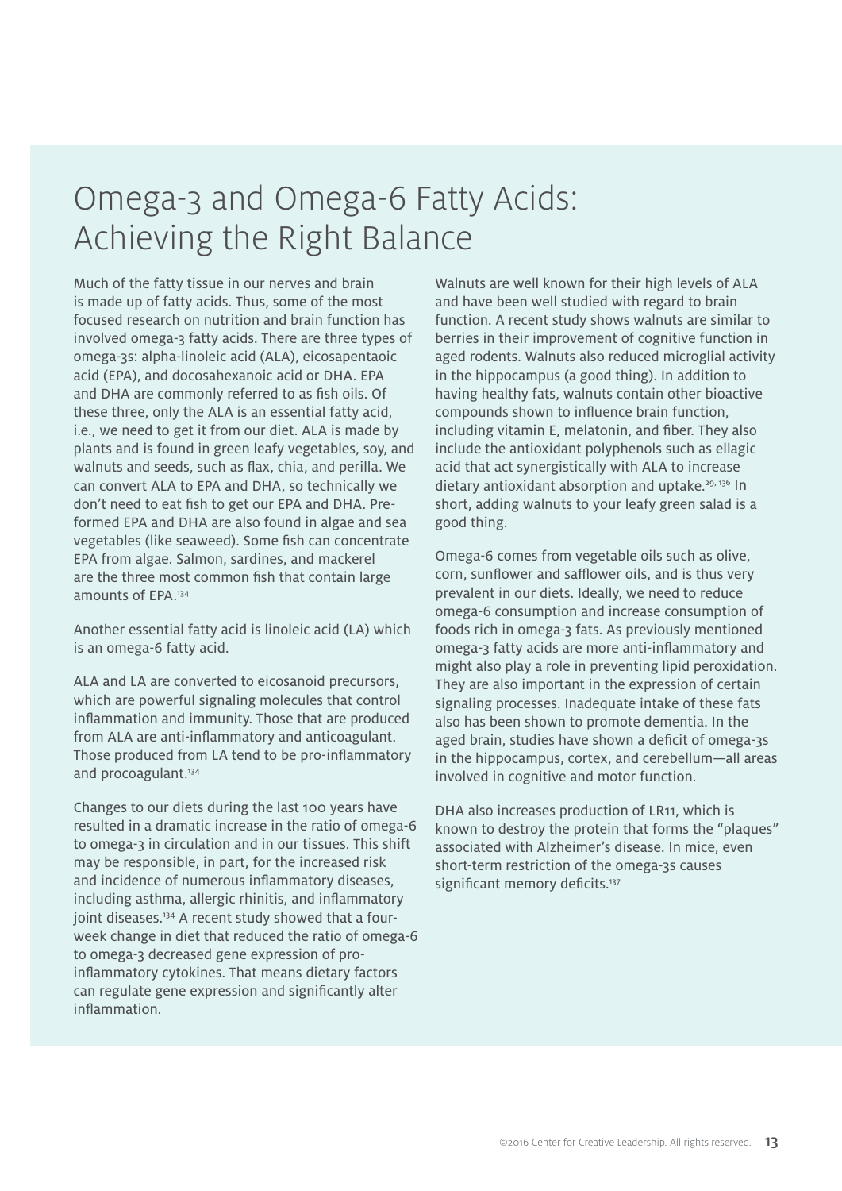# Omega-3 and Omega-6 Fatty Acids: Achieving the Right Balance

Much of the fatty tissue in our nerves and brain is made up of fatty acids. Thus, some of the most focused research on nutrition and brain function has involved omega-3 fatty acids. There are three types of omega-3s: alpha-linoleic acid (ALA), eicosapentaoic acid (EPA), and docosahexanoic acid or DHA. EPA and DHA are commonly referred to as fish oils. Of these three, only the ALA is an essential fatty acid, i.e., we need to get it from our diet. ALA is made by plants and is found in green leafy vegetables, soy, and walnuts and seeds, such as flax, chia, and perilla. We can convert ALA to EPA and DHA, so technically we don't need to eat fish to get our EPA and DHA. Pre-formed EPA and DHA are also found in algae and sea vegetables (like seaweed). Some fish can concentrate EPA from algae. Salmon, sardines, and mackerel are the three most common fish that contain large amounts of EPA.[134]

Another essential fatty acid is linoleic acid (LA) which is an omega-6 fatty acid.

ALA and LA are converted to eicosanoid precursors, which are powerful signaling molecules that control inflammation and immunity. Those that are produced from ALA are anti-inflammatory and anticoagulant. Those produced from LA tend to be pro-inflammatory and procoagulant.[134]

Changes to our diets during the last 100 years have resulted in a dramatic increase in the ratio of omega-6 to omega-3 in circulation and in our tissues. This shift may be responsible, in part, for the increased risk and incidence of numerous inflammatory diseases, including asthma, allergic rhinitis, and inflammatory joint diseases.[134] A recent study showed that a four-week change in diet that reduced the ratio of omega-6 to omega-3 decreased gene expression of pro-inflammatory cytokines. That means dietary factors can regulate gene expression and significantly alter inflammation.

Walnuts are well known for their high levels of ALA and have been well studied with regard to brain function. A recent study shows walnuts are similar to berries in their improvement of cognitive function in aged rodents. Walnuts also reduced microglial activity in the hippocampus (a good thing). In addition to having healthy fats, walnuts contain other bioactive compounds shown to influence brain function, including vitamin E, melatonin, and fiber. They also include the antioxidant polyphenols such as ellagic acid that act synergistically with ALA to increase dietary antioxidant absorption and uptake.[29, 136] In short, adding walnuts to your leafy green salad is a good thing.

Omega-6 comes from vegetable oils such as olive, corn, sunflower and safflower oils, and is thus very prevalent in our diets. Ideally, we need to reduce omega-6 consumption and increase consumption of foods rich in omega-3 fats. As previously mentioned omega-3 fatty acids are more anti-inflammatory and might also play a role in preventing lipid peroxidation. They are also important in the expression of certain signaling processes. Inadequate intake of these fats also has been shown to promote dementia. In the aged brain, studies have shown a deficit of omega-3s in the hippocampus, cortex, and cerebellum—all areas involved in cognitive and motor function.

DHA also increases production of LR11, which is known to destroy the protein that forms the "plaques" associated with Alzheimer's disease. In mice, even short-term restriction of the omega-3s causes significant memory deficits.[137]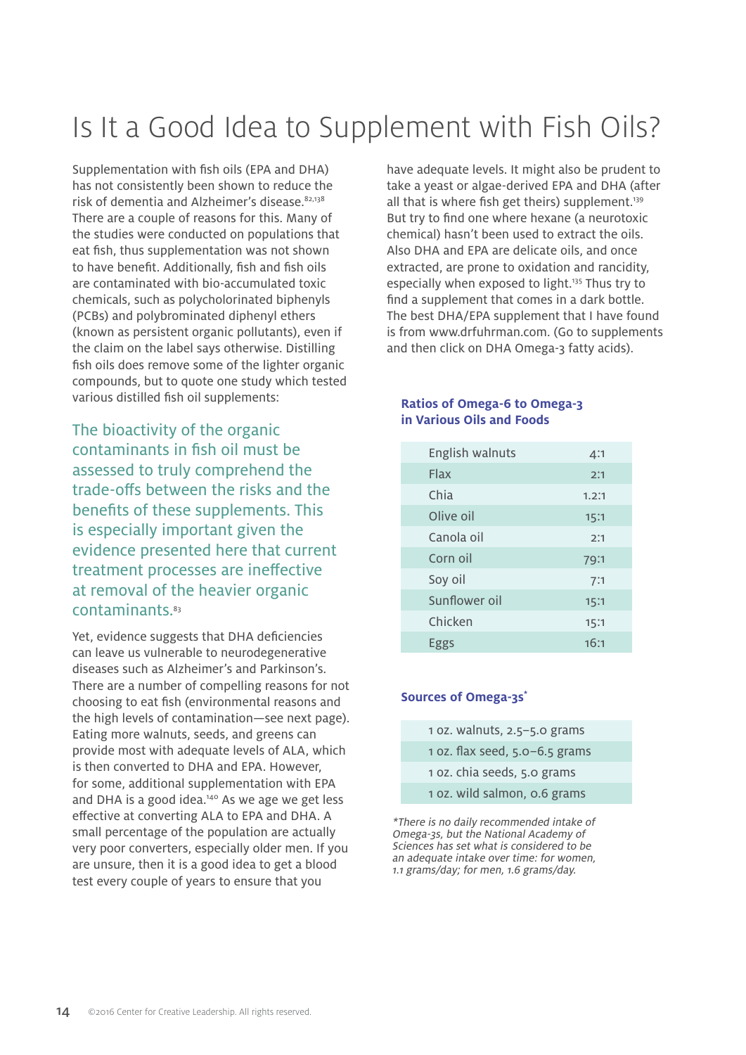# Is It a Good Idea to Supplement with Fish Oils?

Supplementation with fish oils (EPA and DHA) has not consistently been shown to reduce the risk of dementia and Alzheimer's disease.[82,138] There are a couple of reasons for this. Many of the studies were conducted on populations that eat fish, thus supplementation was not shown to have benefit. Additionally, fish and fish oils are contaminated with bio-accumulated toxic chemicals, such as polycholorinated biphenyls (PCBs) and polybrominated diphenyl ethers (known as persistent organic pollutants), even if the claim on the label says otherwise. Distilling fish oils does remove some of the lighter organic compounds, but to quote one study which tested various distilled fish oil supplements:

> The bioactivity of the organic contaminants in fish oil must be assessed to truly comprehend the trade-offs between the risks and the benefits of these supplements. This is especially important given the evidence presented here that current treatment processes are ineffective at removal of the heavier organic contaminants.[83]

Yet, evidence suggests that DHA deficiencies can leave us vulnerable to neurodegenerative diseases such as Alzheimer's and Parkinson's. There are a number of compelling reasons for not choosing to eat fish (environmental reasons and the high levels of contamination—see next page). Eating more walnuts, seeds, and greens can provide most with adequate levels of ALA, which is then converted to DHA and EPA. However, for some, additional supplementation with EPA and DHA is a good idea.[140] As we age we get less effective at converting ALA to EPA and DHA. A small percentage of the population are actually very poor converters, especially older men. If you are unsure, then it is a good idea to get a blood test every couple of years to ensure that you have adequate levels. It might also be prudent to take a yeast or algae-derived EPA and DHA (after all that is where fish get theirs) supplement.[139] But try to find one where hexane (a neurotoxic chemical) hasn't been used to extract the oils. Also DHA and EPA are delicate oils, and once extracted, are prone to oxidation and rancidity, especially when exposed to light.[135] Thus try to find a supplement that comes in a dark bottle. The best DHA/EPA supplement that I have found is from www.drfuhrman.com. (Go to supplements and then click on DHA Omega-3 fatty acids).

### Ratios of Omega-6 to Omega-3 in Various Oils and Foods

| Food | Ratio |
|---|---|
| English walnuts | 4:1 |
| Flax | 2:1 |
| Chia | 1.2:1 |
| Olive oil | 15:1 |
| Canola oil | 2:1 |
| Corn oil | 79:1 |
| Soy oil | 7:1 |
| Sunflower oil | 15:1 |
| Chicken | 15:1 |
| Eggs | 16:1 |

### Sources of Omega-3s*

| Source |
|---|
| 1 oz. walnuts, 2.5–5.0 grams |
| 1 oz. flax seed, 5.0–6.5 grams |
| 1 oz. chia seeds, 5.0 grams |
| 1 oz. wild salmon, 0.6 grams |

*\*There is no daily recommended intake of Omega-3s, but the National Academy of Sciences has set what is considered to be an adequate intake over time: for women, 1.1 grams/day; for men, 1.6 grams/day.*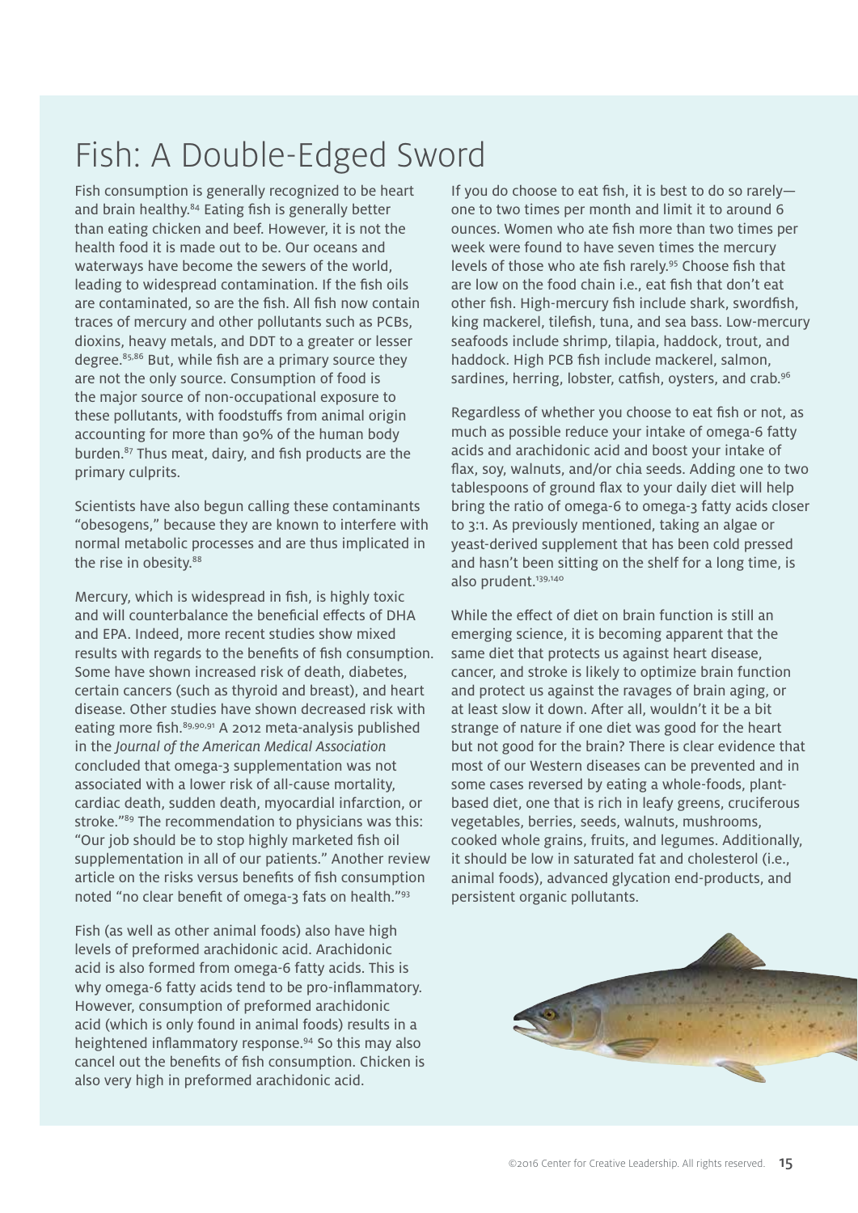# Fish: A Double-Edged Sword

Fish consumption is generally recognized to be heart and brain healthy.[84] Eating fish is generally better than eating chicken and beef. However, it is not the health food it is made out to be. Our oceans and waterways have become the sewers of the world, leading to widespread contamination. If the fish oils are contaminated, so are the fish. All fish now contain traces of mercury and other pollutants such as PCBs, dioxins, heavy metals, and DDT to a greater or lesser degree.[85,86] But, while fish are a primary source they are not the only source. Consumption of food is the major source of non-occupational exposure to these pollutants, with foodstuffs from animal origin accounting for more than 90% of the human body burden.[87] Thus meat, dairy, and fish products are the primary culprits.

Scientists have also begun calling these contaminants "obesogens," because they are known to interfere with normal metabolic processes and are thus implicated in the rise in obesity.[88]

Mercury, which is widespread in fish, is highly toxic and will counterbalance the beneficial effects of DHA and EPA. Indeed, more recent studies show mixed results with regards to the benefits of fish consumption. Some have shown increased risk of death, diabetes, certain cancers (such as thyroid and breast), and heart disease. Other studies have shown decreased risk with eating more fish.[89,90,91] A 2012 meta-analysis published in the *Journal of the American Medical Association* concluded that omega-3 supplementation was not associated with a lower risk of all-cause mortality, cardiac death, sudden death, myocardial infarction, or stroke."[89] The recommendation to physicians was this: "Our job should be to stop highly marketed fish oil supplementation in all of our patients." Another review article on the risks versus benefits of fish consumption noted "no clear benefit of omega-3 fats on health."[93]

Fish (as well as other animal foods) also have high levels of preformed arachidonic acid. Arachidonic acid is also formed from omega-6 fatty acids. This is why omega-6 fatty acids tend to be pro-inflammatory. However, consumption of preformed arachidonic acid (which is only found in animal foods) results in a heightened inflammatory response.[94] So this may also cancel out the benefits of fish consumption. Chicken is also very high in preformed arachidonic acid.

If you do choose to eat fish, it is best to do so rarely—one to two times per month and limit it to around 6 ounces. Women who ate fish more than two times per week were found to have seven times the mercury levels of those who ate fish rarely.[95] Choose fish that are low on the food chain i.e., eat fish that don't eat other fish. High-mercury fish include shark, swordfish, king mackerel, tilefish, tuna, and sea bass. Low-mercury seafoods include shrimp, tilapia, haddock, trout, and haddock. High PCB fish include mackerel, salmon, sardines, herring, lobster, catfish, oysters, and crab.[96]

Regardless of whether you choose to eat fish or not, as much as possible reduce your intake of omega-6 fatty acids and arachidonic acid and boost your intake of flax, soy, walnuts, and/or chia seeds. Adding one to two tablespoons of ground flax to your daily diet will help bring the ratio of omega-6 to omega-3 fatty acids closer to 3:1. As previously mentioned, taking an algae or yeast-derived supplement that has been cold pressed and hasn't been sitting on the shelf for a long time, is also prudent.[139,140]

While the effect of diet on brain function is still an emerging science, it is becoming apparent that the same diet that protects us against heart disease, cancer, and stroke is likely to optimize brain function and protect us against the ravages of brain aging, or at least slow it down. After all, wouldn't it be a bit strange of nature if one diet was good for the heart but not good for the brain? There is clear evidence that most of our Western diseases can be prevented and in some cases reversed by eating a whole-foods, plant-based diet, one that is rich in leafy greens, cruciferous vegetables, berries, seeds, walnuts, mushrooms, cooked whole grains, fruits, and legumes. Additionally, it should be low in saturated fat and cholesterol (i.e., animal foods), advanced glycation end-products, and persistent organic pollutants.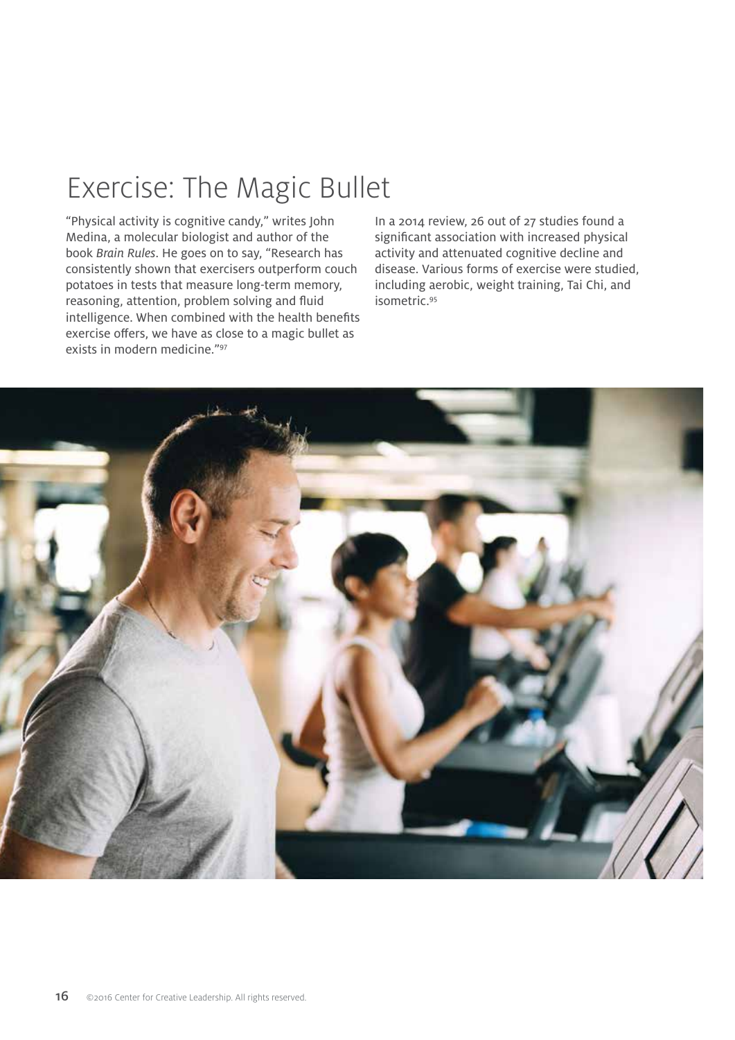# Exercise: The Magic Bullet

"Physical activity is cognitive candy," writes John Medina, a molecular biologist and author of the book *Brain Rules*. He goes on to say, "Research has consistently shown that exercisers outperform couch potatoes in tests that measure long-term memory, reasoning, attention, problem solving and fluid intelligence. When combined with the health benefits exercise offers, we have as close to a magic bullet as exists in modern medicine."[97]

In a 2014 review, 26 out of 27 studies found a significant association with increased physical activity and attenuated cognitive decline and disease. Various forms of exercise were studied, including aerobic, weight training, Tai Chi, and isometric.[95]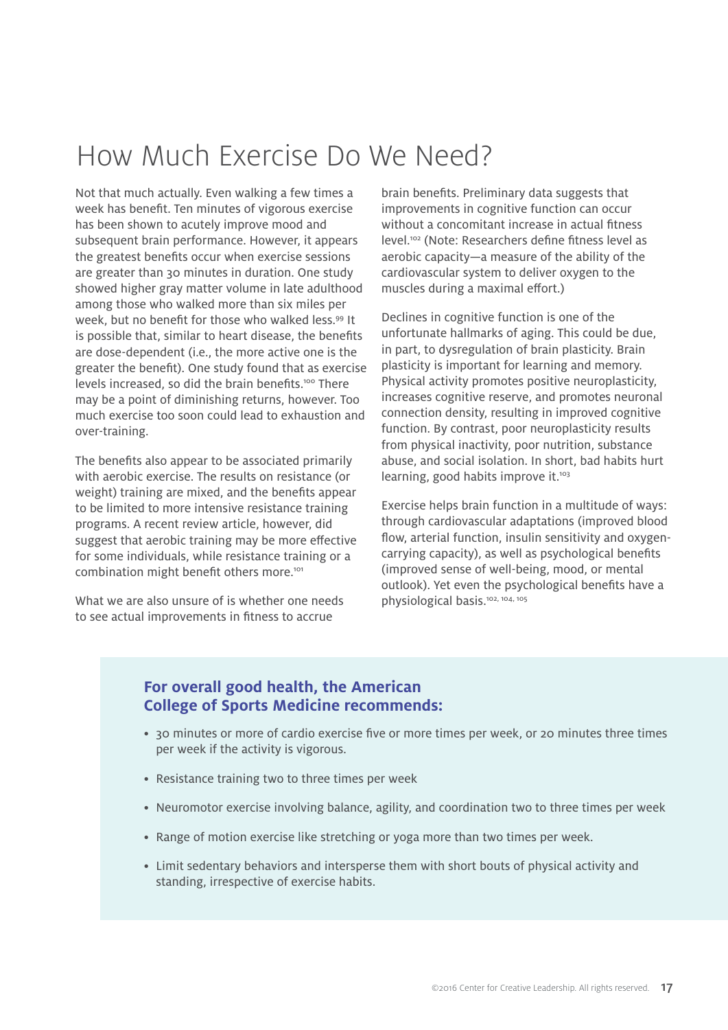# How Much Exercise Do We Need?

Not that much actually. Even walking a few times a week has benefit. Ten minutes of vigorous exercise has been shown to acutely improve mood and subsequent brain performance. However, it appears the greatest benefits occur when exercise sessions are greater than 30 minutes in duration. One study showed higher gray matter volume in late adulthood among those who walked more than six miles per week, but no benefit for those who walked less.[99] It is possible that, similar to heart disease, the benefits are dose-dependent (i.e., the more active one is the greater the benefit). One study found that as exercise levels increased, so did the brain benefits.[100] There may be a point of diminishing returns, however. Too much exercise too soon could lead to exhaustion and over-training.

The benefits also appear to be associated primarily with aerobic exercise. The results on resistance (or weight) training are mixed, and the benefits appear to be limited to more intensive resistance training programs. A recent review article, however, did suggest that aerobic training may be more effective for some individuals, while resistance training or a combination might benefit others more.[101]

What we are also unsure of is whether one needs to see actual improvements in fitness to accrue brain benefits. Preliminary data suggests that improvements in cognitive function can occur without a concomitant increase in actual fitness level.[102] (Note: Researchers define fitness level as aerobic capacity—a measure of the ability of the cardiovascular system to deliver oxygen to the muscles during a maximal effort.)

Declines in cognitive function is one of the unfortunate hallmarks of aging. This could be due, in part, to dysregulation of brain plasticity. Brain plasticity is important for learning and memory. Physical activity promotes positive neuroplasticity, increases cognitive reserve, and promotes neuronal connection density, resulting in improved cognitive function. By contrast, poor neuroplasticity results from physical inactivity, poor nutrition, substance abuse, and social isolation. In short, bad habits hurt learning, good habits improve it.[103]

Exercise helps brain function in a multitude of ways: through cardiovascular adaptations (improved blood flow, arterial function, insulin sensitivity and oxygen-carrying capacity), as well as psychological benefits (improved sense of well-being, mood, or mental outlook). Yet even the psychological benefits have a physiological basis.[102, 104, 105]

**For overall good health, the American College of Sports Medicine recommends:**

- 30 minutes or more of cardio exercise five or more times per week, or 20 minutes three times per week if the activity is vigorous.
- Resistance training two to three times per week
- Neuromotor exercise involving balance, agility, and coordination two to three times per week
- Range of motion exercise like stretching or yoga more than two times per week.
- Limit sedentary behaviors and intersperse them with short bouts of physical activity and standing, irrespective of exercise habits.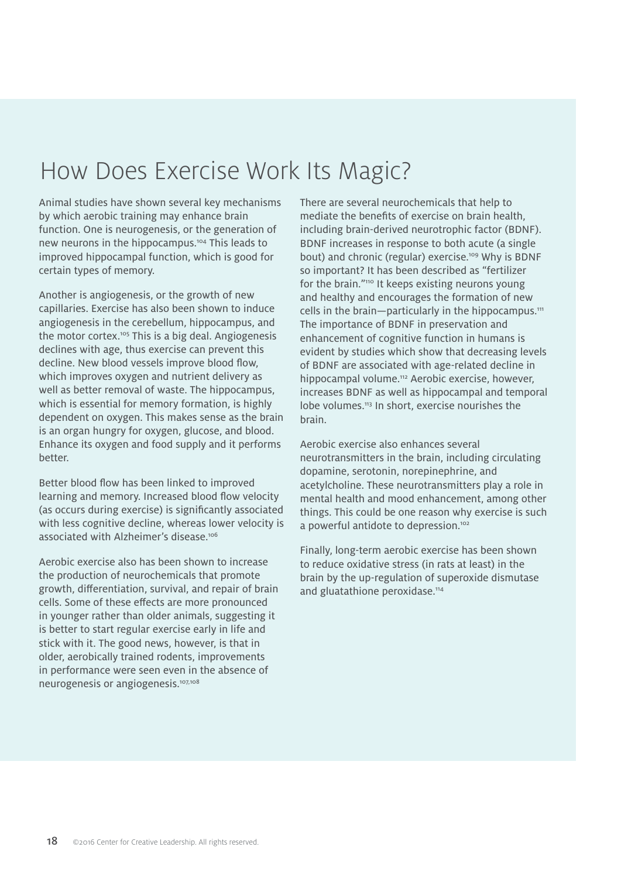# How Does Exercise Work Its Magic?

Animal studies have shown several key mechanisms by which aerobic training may enhance brain function. One is neurogenesis, or the generation of new neurons in the hippocampus.[104] This leads to improved hippocampal function, which is good for certain types of memory.

Another is angiogenesis, or the growth of new capillaries. Exercise has also been shown to induce angiogenesis in the cerebellum, hippocampus, and the motor cortex.[105] This is a big deal. Angiogenesis declines with age, thus exercise can prevent this decline. New blood vessels improve blood flow, which improves oxygen and nutrient delivery as well as better removal of waste. The hippocampus, which is essential for memory formation, is highly dependent on oxygen. This makes sense as the brain is an organ hungry for oxygen, glucose, and blood. Enhance its oxygen and food supply and it performs better.

Better blood flow has been linked to improved learning and memory. Increased blood flow velocity (as occurs during exercise) is significantly associated with less cognitive decline, whereas lower velocity is associated with Alzheimer's disease.[106]

Aerobic exercise also has been shown to increase the production of neurochemicals that promote growth, differentiation, survival, and repair of brain cells. Some of these effects are more pronounced in younger rather than older animals, suggesting it is better to start regular exercise early in life and stick with it. The good news, however, is that in older, aerobically trained rodents, improvements in performance were seen even in the absence of neurogenesis or angiogenesis.[107,108]

There are several neurochemicals that help to mediate the benefits of exercise on brain health, including brain-derived neurotrophic factor (BDNF). BDNF increases in response to both acute (a single bout) and chronic (regular) exercise.[109] Why is BDNF so important? It has been described as "fertilizer for the brain."[110] It keeps existing neurons young and healthy and encourages the formation of new cells in the brain—particularly in the hippocampus.[111] The importance of BDNF in preservation and enhancement of cognitive function in humans is evident by studies which show that decreasing levels of BDNF are associated with age-related decline in hippocampal volume.[112] Aerobic exercise, however, increases BDNF as well as hippocampal and temporal lobe volumes.[113] In short, exercise nourishes the brain.

Aerobic exercise also enhances several neurotransmitters in the brain, including circulating dopamine, serotonin, norepinephrine, and acetylcholine. These neurotransmitters play a role in mental health and mood enhancement, among other things. This could be one reason why exercise is such a powerful antidote to depression.[102]

Finally, long-term aerobic exercise has been shown to reduce oxidative stress (in rats at least) in the brain by the up-regulation of superoxide dismutase and gluatathione peroxidase.[114]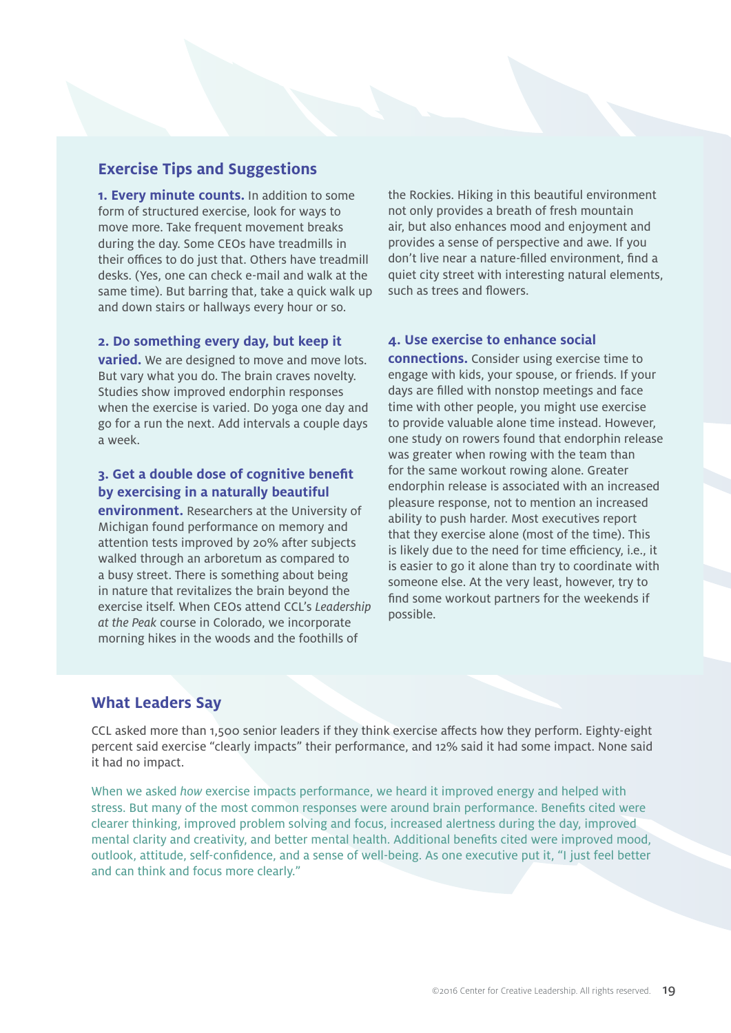## Exercise Tips and Suggestions

**1. Every minute counts.** In addition to some form of structured exercise, look for ways to move more. Take frequent movement breaks during the day. Some CEOs have treadmills in their offices to do just that. Others have treadmill desks. (Yes, one can check e-mail and walk at the same time). But barring that, take a quick walk up and down stairs or hallways every hour or so.

**2. Do something every day, but keep it varied.** We are designed to move and move lots. But vary what you do. The brain craves novelty. Studies show improved endorphin responses when the exercise is varied. Do yoga one day and go for a run the next. Add intervals a couple days a week.

**3. Get a double dose of cognitive benefit by exercising in a naturally beautiful environment.** Researchers at the University of Michigan found performance on memory and attention tests improved by 20% after subjects walked through an arboretum as compared to a busy street. There is something about being in nature that revitalizes the brain beyond the exercise itself. When CEOs attend CCL's *Leadership at the Peak* course in Colorado, we incorporate morning hikes in the woods and the foothills of the Rockies. Hiking in this beautiful environment not only provides a breath of fresh mountain air, but also enhances mood and enjoyment and provides a sense of perspective and awe. If you don't live near a nature-filled environment, find a quiet city street with interesting natural elements, such as trees and flowers.

**4. Use exercise to enhance social connections.** Consider using exercise time to engage with kids, your spouse, or friends. If your days are filled with nonstop meetings and face time with other people, you might use exercise to provide valuable alone time instead. However, one study on rowers found that endorphin release was greater when rowing with the team than for the same workout rowing alone. Greater endorphin release is associated with an increased pleasure response, not to mention an increased ability to push harder. Most executives report that they exercise alone (most of the time). This is likely due to the need for time efficiency, i.e., it is easier to go it alone than try to coordinate with someone else. At the very least, however, try to find some workout partners for the weekends if possible.

## What Leaders Say

CCL asked more than 1,500 senior leaders if they think exercise affects how they perform. Eighty-eight percent said exercise "clearly impacts" their performance, and 12% said it had some impact. None said it had no impact.

When we asked *how* exercise impacts performance, we heard it improved energy and helped with stress. But many of the most common responses were around brain performance. Benefits cited were clearer thinking, improved problem solving and focus, increased alertness during the day, improved mental clarity and creativity, and better mental health. Additional benefits cited were improved mood, outlook, attitude, self-confidence, and a sense of well-being. As one executive put it, "I just feel better and can think and focus more clearly."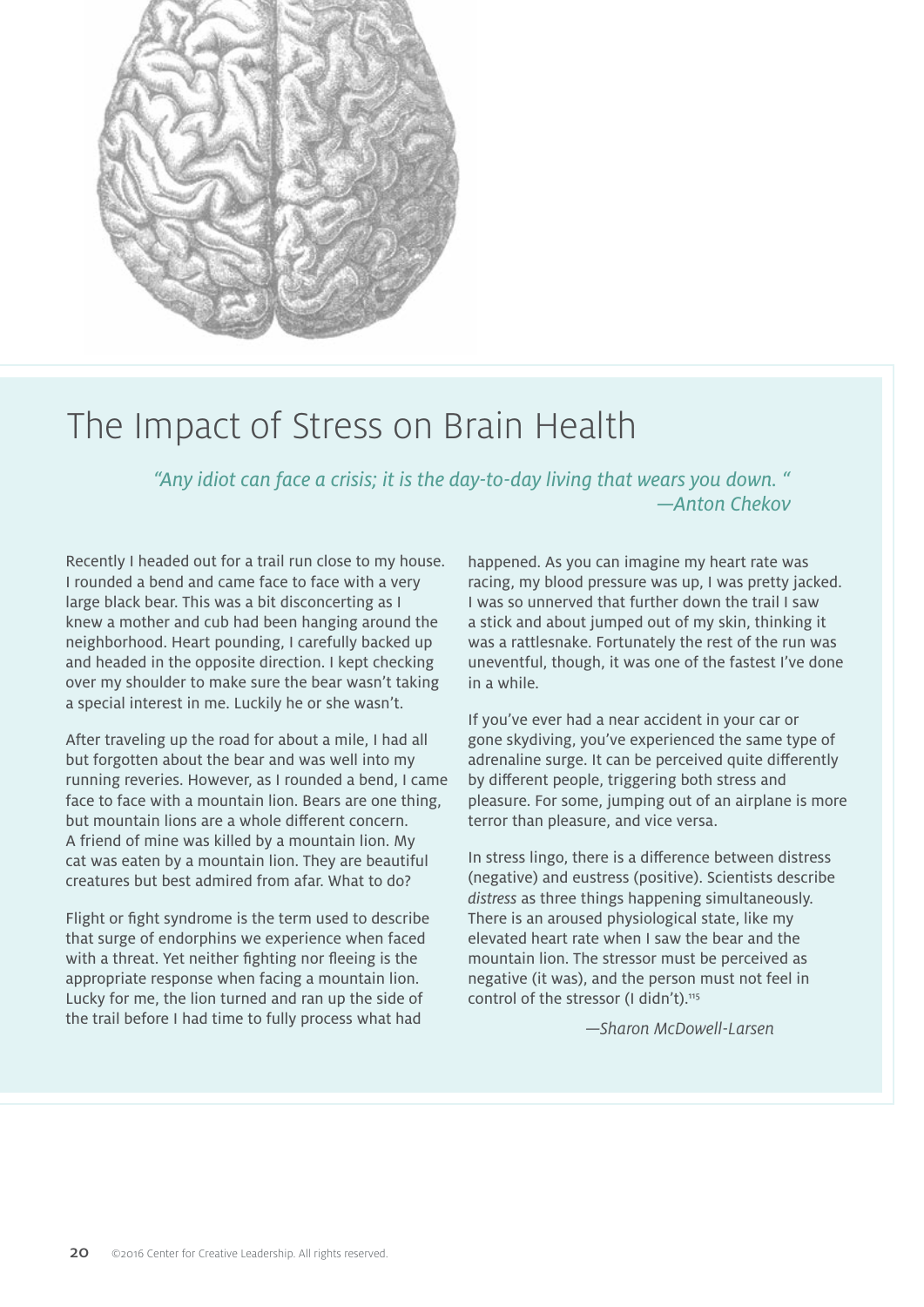# The Impact of Stress on Brain Health

*"Any idiot can face a crisis; it is the day-to-day living that wears you down. "*
*—Anton Chekov*

Recently I headed out for a trail run close to my house. I rounded a bend and came face to face with a very large black bear. This was a bit disconcerting as I knew a mother and cub had been hanging around the neighborhood. Heart pounding, I carefully backed up and headed in the opposite direction. I kept checking over my shoulder to make sure the bear wasn't taking a special interest in me. Luckily he or she wasn't.

After traveling up the road for about a mile, I had all but forgotten about the bear and was well into my running reveries. However, as I rounded a bend, I came face to face with a mountain lion. Bears are one thing, but mountain lions are a whole different concern. A friend of mine was killed by a mountain lion. My cat was eaten by a mountain lion. They are beautiful creatures but best admired from afar. What to do?

Flight or fight syndrome is the term used to describe that surge of endorphins we experience when faced with a threat. Yet neither fighting nor fleeing is the appropriate response when facing a mountain lion. Lucky for me, the lion turned and ran up the side of the trail before I had time to fully process what had happened. As you can imagine my heart rate was racing, my blood pressure was up, I was pretty jacked. I was so unnerved that further down the trail I saw a stick and about jumped out of my skin, thinking it was a rattlesnake. Fortunately the rest of the run was uneventful, though, it was one of the fastest I've done in a while.

If you've ever had a near accident in your car or gone skydiving, you've experienced the same type of adrenaline surge. It can be perceived quite differently by different people, triggering both stress and pleasure. For some, jumping out of an airplane is more terror than pleasure, and vice versa.

In stress lingo, there is a difference between distress (negative) and eustress (positive). Scientists describe *distress* as three things happening simultaneously. There is an aroused physiological state, like my elevated heart rate when I saw the bear and the mountain lion. The stressor must be perceived as negative (it was), and the person must not feel in control of the stressor (I didn't).[115]

*—Sharon McDowell-Larsen*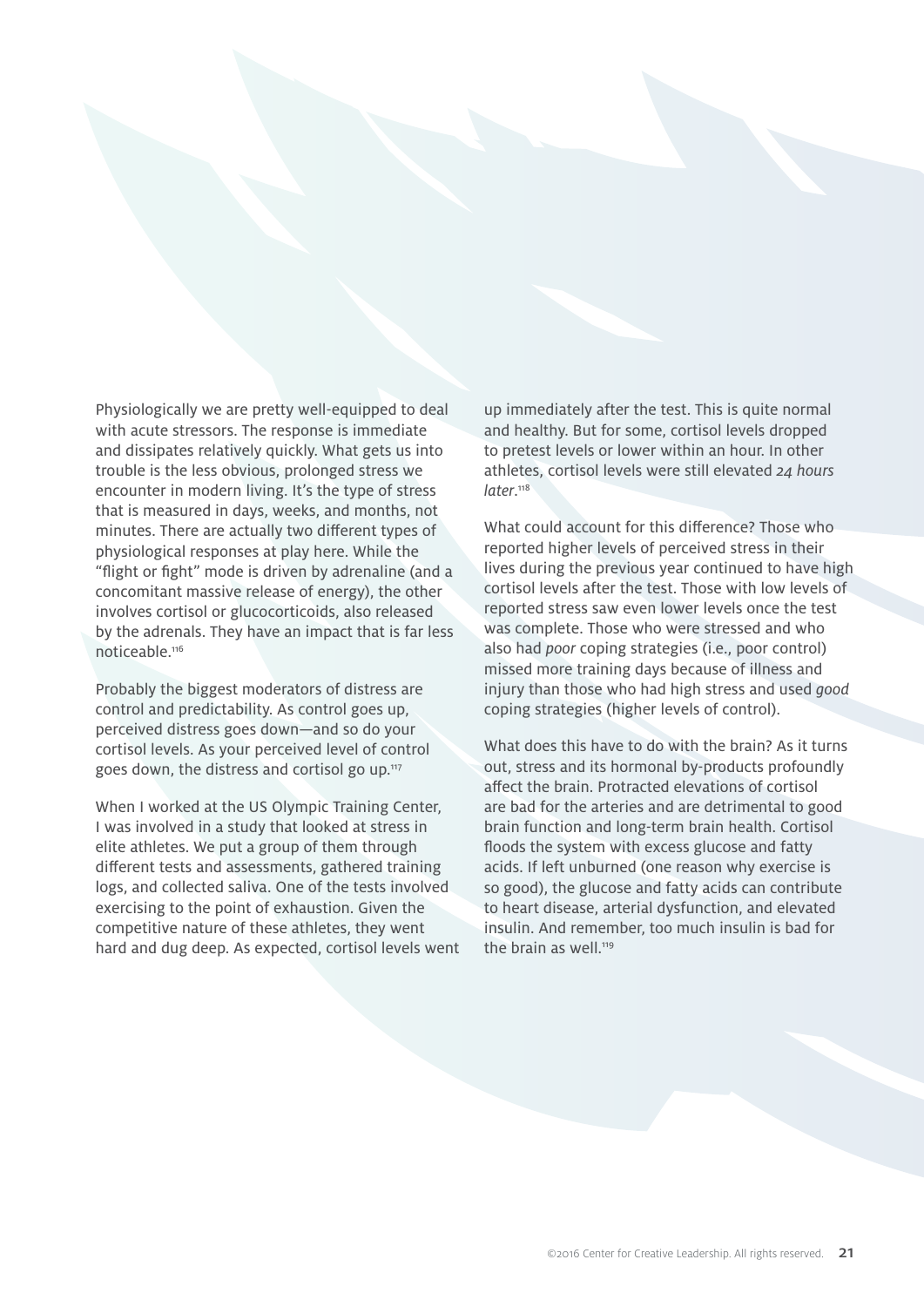Physiologically we are pretty well-equipped to deal with acute stressors. The response is immediate and dissipates relatively quickly. What gets us into trouble is the less obvious, prolonged stress we encounter in modern living. It's the type of stress that is measured in days, weeks, and months, not minutes. There are actually two different types of physiological responses at play here. While the "flight or fight" mode is driven by adrenaline (and a concomitant massive release of energy), the other involves cortisol or glucocorticoids, also released by the adrenals. They have an impact that is far less noticeable.[116]

Probably the biggest moderators of distress are control and predictability. As control goes up, perceived distress goes down—and so do your cortisol levels. As your perceived level of control goes down, the distress and cortisol go up.[117]

When I worked at the US Olympic Training Center, I was involved in a study that looked at stress in elite athletes. We put a group of them through different tests and assessments, gathered training logs, and collected saliva. One of the tests involved exercising to the point of exhaustion. Given the competitive nature of these athletes, they went hard and dug deep. As expected, cortisol levels went up immediately after the test. This is quite normal and healthy. But for some, cortisol levels dropped to pretest levels or lower within an hour. In other athletes, cortisol levels were still elevated *24 hours later*.[118]

What could account for this difference? Those who reported higher levels of perceived stress in their lives during the previous year continued to have high cortisol levels after the test. Those with low levels of reported stress saw even lower levels once the test was complete. Those who were stressed and who also had *poor* coping strategies (i.e., poor control) missed more training days because of illness and injury than those who had high stress and used *good* coping strategies (higher levels of control).

What does this have to do with the brain? As it turns out, stress and its hormonal by-products profoundly affect the brain. Protracted elevations of cortisol are bad for the arteries and are detrimental to good brain function and long-term brain health. Cortisol floods the system with excess glucose and fatty acids. If left unburned (one reason why exercise is so good), the glucose and fatty acids can contribute to heart disease, arterial dysfunction, and elevated insulin. And remember, too much insulin is bad for the brain as well.[119]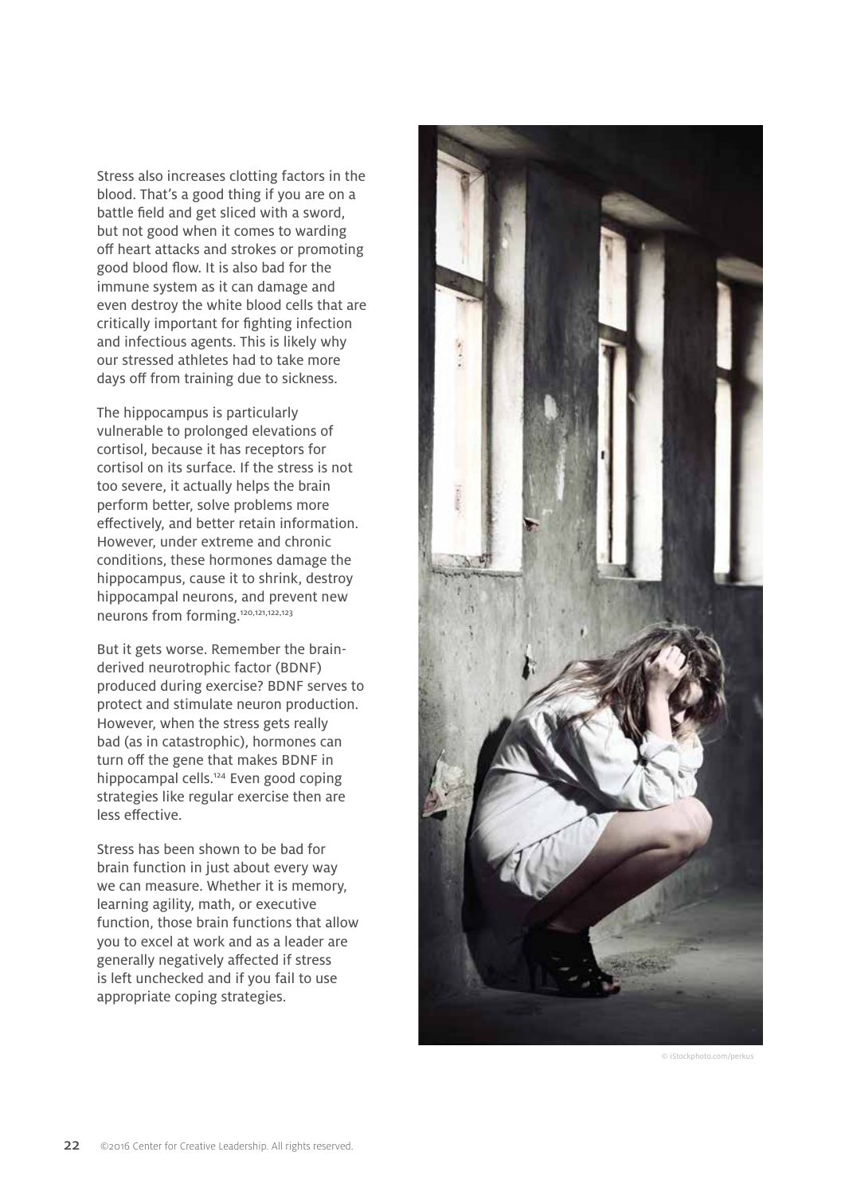Stress also increases clotting factors in the blood. That's a good thing if you are on a battle field and get sliced with a sword, but not good when it comes to warding off heart attacks and strokes or promoting good blood flow. It is also bad for the immune system as it can damage and even destroy the white blood cells that are critically important for fighting infection and infectious agents. This is likely why our stressed athletes had to take more days off from training due to sickness.

The hippocampus is particularly vulnerable to prolonged elevations of cortisol, because it has receptors for cortisol on its surface. If the stress is not too severe, it actually helps the brain perform better, solve problems more effectively, and better retain information. However, under extreme and chronic conditions, these hormones damage the hippocampus, cause it to shrink, destroy hippocampal neurons, and prevent new neurons from forming.[120,121,122,123]

But it gets worse. Remember the brain-derived neurotrophic factor (BDNF) produced during exercise? BDNF serves to protect and stimulate neuron production. However, when the stress gets really bad (as in catastrophic), hormones can turn off the gene that makes BDNF in hippocampal cells.[124] Even good coping strategies like regular exercise then are less effective.

Stress has been shown to be bad for brain function in just about every way we can measure. Whether it is memory, learning agility, math, or executive function, those brain functions that allow you to excel at work and as a leader are generally negatively affected if stress is left unchecked and if you fail to use appropriate coping strategies.

© iStockphoto.com/perkus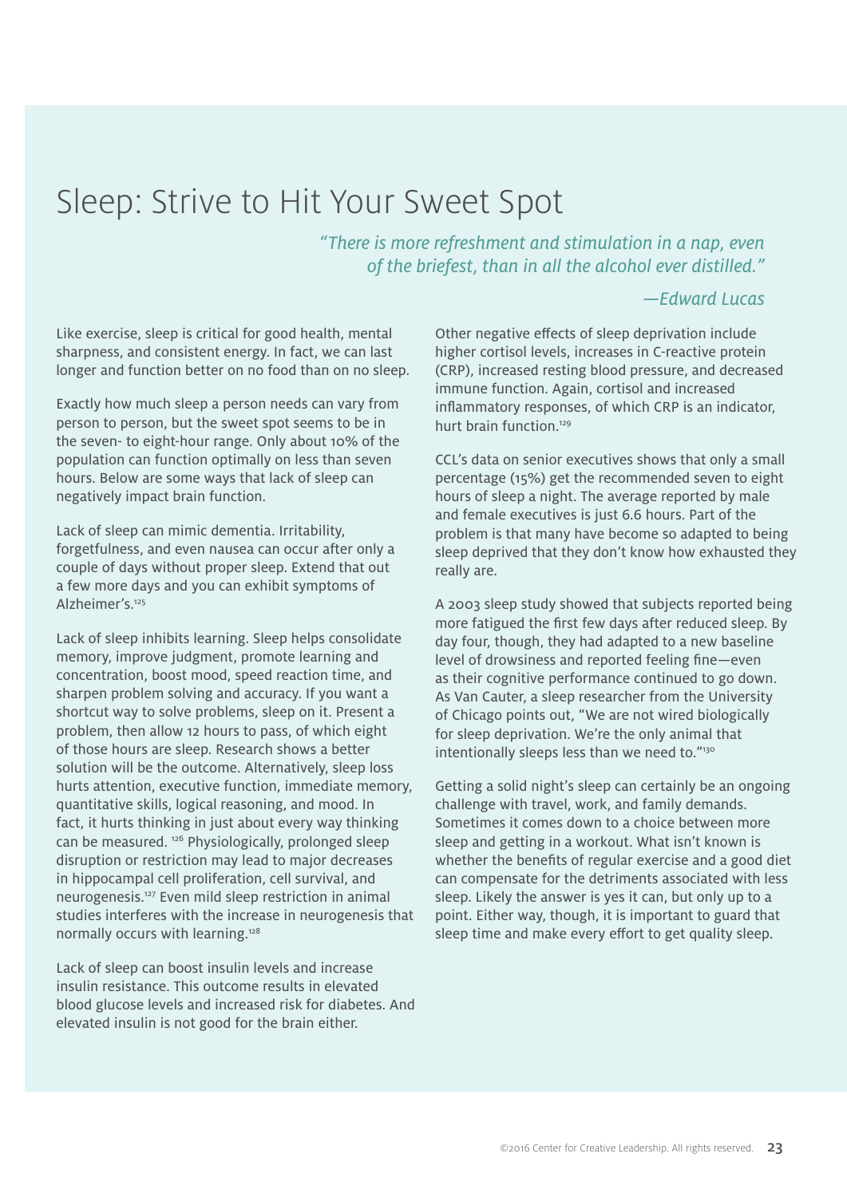# Sleep: Strive to Hit Your Sweet Spot

*"There is more refreshment and stimulation in a nap, even of the briefest, than in all the alcohol ever distilled."*

*—Edward Lucas*

Like exercise, sleep is critical for good health, mental sharpness, and consistent energy. In fact, we can last longer and function better on no food than on no sleep.

Exactly how much sleep a person needs can vary from person to person, but the sweet spot seems to be in the seven- to eight-hour range. Only about 10% of the population can function optimally on less than seven hours. Below are some ways that lack of sleep can negatively impact brain function.

Lack of sleep can mimic dementia. Irritability, forgetfulness, and even nausea can occur after only a couple of days without proper sleep. Extend that out a few more days and you can exhibit symptoms of Alzheimer's.[125]

Lack of sleep inhibits learning. Sleep helps consolidate memory, improve judgment, promote learning and concentration, boost mood, speed reaction time, and sharpen problem solving and accuracy. If you want a shortcut way to solve problems, sleep on it. Present a problem, then allow 12 hours to pass, of which eight of those hours are sleep. Research shows a better solution will be the outcome. Alternatively, sleep loss hurts attention, executive function, immediate memory, quantitative skills, logical reasoning, and mood. In fact, it hurts thinking in just about every way thinking can be measured.[126] Physiologically, prolonged sleep disruption or restriction may lead to major decreases in hippocampal cell proliferation, cell survival, and neurogenesis.[127] Even mild sleep restriction in animal studies interferes with the increase in neurogenesis that normally occurs with learning.[128]

Lack of sleep can boost insulin levels and increase insulin resistance. This outcome results in elevated blood glucose levels and increased risk for diabetes. And elevated insulin is not good for the brain either.

Other negative effects of sleep deprivation include higher cortisol levels, increases in C-reactive protein (CRP), increased resting blood pressure, and decreased immune function. Again, cortisol and increased inflammatory responses, of which CRP is an indicator, hurt brain function.[129]

CCL's data on senior executives shows that only a small percentage (15%) get the recommended seven to eight hours of sleep a night. The average reported by male and female executives is just 6.6 hours. Part of the problem is that many have become so adapted to being sleep deprived that they don't know how exhausted they really are.

A 2003 sleep study showed that subjects reported being more fatigued the first few days after reduced sleep. By day four, though, they had adapted to a new baseline level of drowsiness and reported feeling fine—even as their cognitive performance continued to go down. As Van Cauter, a sleep researcher from the University of Chicago points out, "We are not wired biologically for sleep deprivation. We're the only animal that intentionally sleeps less than we need to."[130]

Getting a solid night's sleep can certainly be an ongoing challenge with travel, work, and family demands. Sometimes it comes down to a choice between more sleep and getting in a workout. What isn't known is whether the benefits of regular exercise and a good diet can compensate for the detriments associated with less sleep. Likely the answer is yes it can, but only up to a point. Either way, though, it is important to guard that sleep time and make every effort to get quality sleep.

©2016 Center for Creative Leadership. All rights reserved.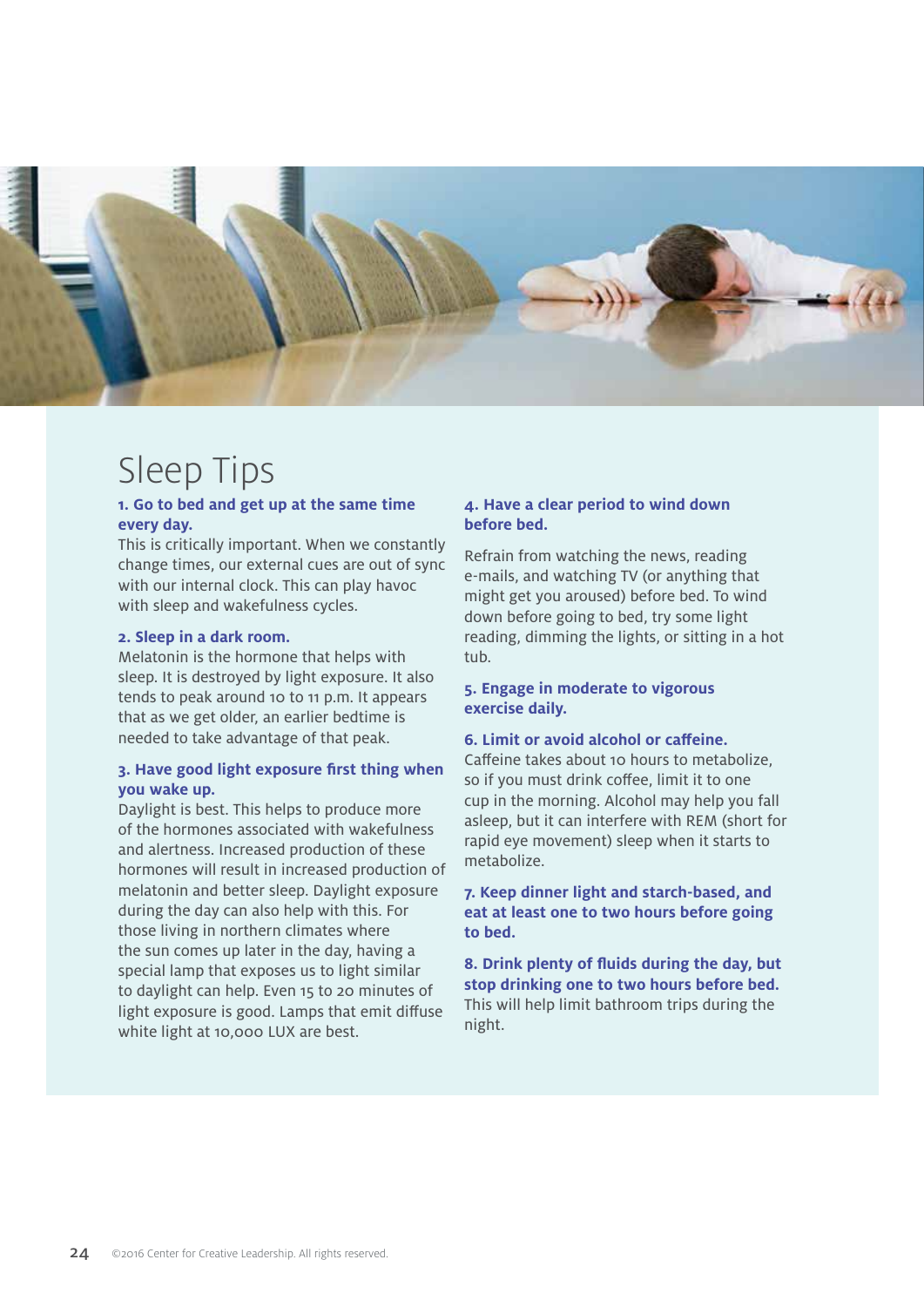# Sleep Tips

**1. Go to bed and get up at the same time every day.**
This is critically important. When we constantly change times, our external cues are out of sync with our internal clock. This can play havoc with sleep and wakefulness cycles.

**2. Sleep in a dark room.**
Melatonin is the hormone that helps with sleep. It is destroyed by light exposure. It also tends to peak around 10 to 11 p.m. It appears that as we get older, an earlier bedtime is needed to take advantage of that peak.

**3. Have good light exposure first thing when you wake up.**
Daylight is best. This helps to produce more of the hormones associated with wakefulness and alertness. Increased production of these hormones will result in increased production of melatonin and better sleep. Daylight exposure during the day can also help with this. For those living in northern climates where the sun comes up later in the day, having a special lamp that exposes us to light similar to daylight can help. Even 15 to 20 minutes of light exposure is good. Lamps that emit diffuse white light at 10,000 LUX are best.

**4. Have a clear period to wind down before bed.**

Refrain from watching the news, reading e-mails, and watching TV (or anything that might get you aroused) before bed. To wind down before going to bed, try some light reading, dimming the lights, or sitting in a hot tub.

**5. Engage in moderate to vigorous exercise daily.**

**6. Limit or avoid alcohol or caffeine.**
Caffeine takes about 10 hours to metabolize, so if you must drink coffee, limit it to one cup in the morning. Alcohol may help you fall asleep, but it can interfere with REM (short for rapid eye movement) sleep when it starts to metabolize.

**7. Keep dinner light and starch-based, and eat at least one to two hours before going to bed.**

**8. Drink plenty of fluids during the day, but stop drinking one to two hours before bed.**
This will help limit bathroom trips during the night.

©2016 Center for Creative Leadership. All rights reserved.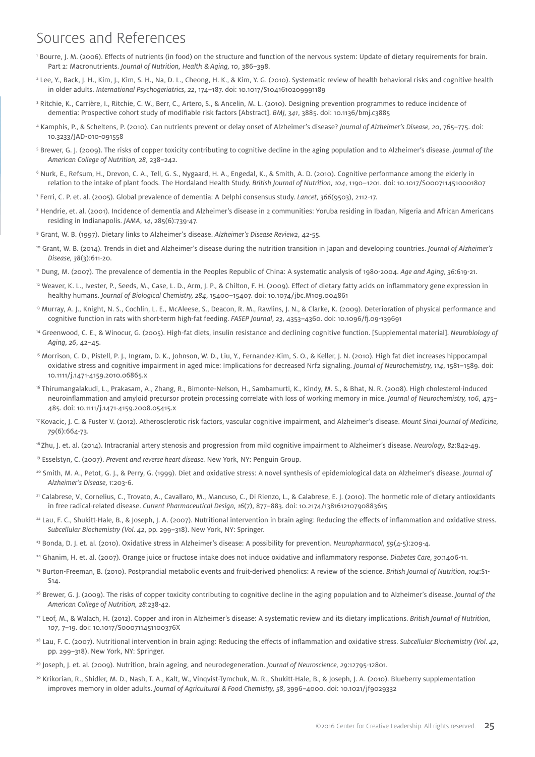# Sources and References

[1] Bourre, J. M. (2006). Effects of nutrients (in food) on the structure and function of the nervous system: Update of dietary requirements for brain. Part 2: Macronutrients. *Journal of Nutrition, Health & Aging, 10*, 386–398.

[2] Lee, Y., Back, J. H., Kim, J., Kim, S. H., Na, D. L., Cheong, H. K., & Kim, Y. G. (2010). Systematic review of health behavioral risks and cognitive health in older adults. *International Psychogeriatrics, 22*, 174–187. doi: 10.1017/S1041610209991189

[3] Ritchie, K., Carrière, I., Ritchie, C. W., Berr, C., Artero, S., & Ancelin, M. L. (2010). Designing prevention programmes to reduce incidence of dementia: Prospective cohort study of modifiable risk factors [Abstract]. *BMJ, 341*, 3885. doi: 10.1136/bmj.c3885

[4] Kamphis, P., & Scheltens, P. (2010). Can nutrients prevent or delay onset of Alzheimer's disease? *Journal of Alzheimer's Disease, 20*, 765–775. doi: 10.3233/JAD-010-091558

[5] Brewer, G. J. (2009). The risks of copper toxicity contributing to cognitive decline in the aging population and to Alzheimer's disease. *Journal of the American College of Nutrition, 28*, 238–242.

[6] Nurk, E., Refsum, H., Drevon, C. A., Tell, G. S., Nygaard, H. A., Engedal, K., & Smith, A. D. (2010). Cognitive performance among the elderly in relation to the intake of plant foods. The Hordaland Health Study. *British Journal of Nutrition, 104*, 1190–1201. doi: 10.1017/S0007114510001807

[7] Ferri, C. P. et. al. (2005). Global prevalence of dementia: A Delphi consensus study. *Lancet, 366*(9503), 2112-17.

[8] Hendrie, et. al. (2001). Incidence of dementia and Alzheimer's disease in 2 communities: Yoruba residing in Ibadan, Nigeria and African Americans residing in Indianapolis. *JAMA, 14*, 285(6):739-47.

[9] Grant, W. B. (1997). Dietary links to Alzheimer's disease. *Alzheimer's Disease Review2*, 42-55.

[10] Grant, W. B. (2014). Trends in diet and Alzheimer's disease during the nutrition transition in Japan and developing countries. *Journal of Alzheimer's Disease, 38*(3):611-20.

[11] Dung, M. (2007). The prevalence of dementia in the Peoples Republic of China: A systematic analysis of 1980-2004. *Age and Aging, 36*:619-21.

[12] Weaver, K. L., Ivester, P., Seeds, M., Case, L. D., Arm, J. P., & Chilton, F. H. (2009). Effect of dietary fatty acids on inflammatory gene expression in healthy humans. *Journal of Biological Chemistry, 284*, 15400–15407. doi: 10.1074/jbc.M109.004861

[13] Murray, A. J., Knight, N. S., Cochlin, L. E., McAleese, S., Deacon, R. M., Rawlins, J. N., & Clarke, K. (2009). Deterioration of physical performance and cognitive function in rats with short-term high-fat feeding. *FASEP Journal, 23*, 4353–4360. doi: 10.1096/fj.09-139691

[14] Greenwood, C. E., & Winocur, G. (2005). High-fat diets, insulin resistance and declining cognitive function. [Supplemental material]. *Neurobiology of Aging, 26*, 42–45.

[15] Morrison, C. D., Pistell, P. J., Ingram, D. K., Johnson, W. D., Liu, Y., Fernandez-Kim, S. O., & Keller, J. N. (2010). High fat diet increases hippocampal oxidative stress and cognitive impairment in aged mice: Implications for decreased Nrf2 signaling. *Journal of Neurochemistry, 114*, 1581–1589. doi: 10.1111/j.1471-4159.2010.06865.x

[16] Thirumangalakudi, L., Prakasam, A., Zhang, R., Bimonte-Nelson, H., Sambamurti, K., Kindy, M. S., & Bhat, N. R. (2008). High cholesterol-induced neuroinflammation and amyloid precursor protein processing correlate with loss of working memory in mice. *Journal of Neurochemistry, 106*, 475–485. doi: 10.1111/j.1471-4159.2008.05415.x

[17] Kovacic, J. C. & Fuster V. (2012). Atherosclerotic risk factors, vascular cognitive impairment, and Alzheimer's disease. *Mount Sinai Journal of Medicine, 79*(6):664-73.

[18] Zhu, J. et. al. (2014). Intracranial artery stenosis and progression from mild cognitive impairment to Alzheimer's disease. *Neurology, 82*:842-49.

[19] Esselstyn, C. (2007). *Prevent and reverse heart disease.* New York, NY: Penguin Group.

[20] Smith, M. A., Petot, G. J., & Perry, G. (1999). Diet and oxidative stress: A novel synthesis of epidemiological data on Alzheimer's disease. *Journal of Alzheimer's Disease, 1*:203-6.

[21] Calabrese, V., Cornelius, C., Trovato, A., Cavallaro, M., Mancuso, C., Di Rienzo, L., & Calabrese, E. J. (2010). The hormetic role of dietary antioxidants in free radical-related disease. *Current Pharmaceutical Design, 16*(7), 877–883. doi: 10.2174/138161210790883615

[22] Lau, F. C., Shukitt-Hale, B., & Joseph, J. A. (2007). Nutritional intervention in brain aging: Reducing the effects of inflammation and oxidative stress. *Subcellular Biochemistry (Vol. 42*, pp. 299–318). New York, NY: Springer.

[23] Bonda, D. J. et. al. (2010). Oxidative stress in Alzheimer's disease: A possibility for prevention. *Neuropharmacol, 59*(4-5):209-4.

[24] Ghanim, H. et. al. (2007). Orange juice or fructose intake does not induce oxidative and inflammatory response. *Diabetes Care, 30*:1406-11.

[25] Burton-Freeman, B. (2010). Postprandial metabolic events and fruit-derived phenolics: A review of the science. *British Journal of Nutrition, 104*:S1-S14.

[26] Brewer, G. J. (2009). The risks of copper toxicity contributing to cognitive decline in the aging population and to Alzheimer's disease. *Journal of the American College of Nutrition, 28*:238-42.

[27] Leof, M., & Walach, H. (2012). Copper and iron in Alzheimer's disease: A systematic review and its dietary implications. *British Journal of Nutrition, 107*, 7–19. doi: 10.1017/S000711451100376X

[28] Lau, F. C. (2007). Nutritional intervention in brain aging: Reducing the effects of inflammation and oxidative stress. *Subcellular Biochemistry (Vol. 42*, pp. 299–318). New York, NY: Springer.

[29] Joseph, J. et. al. (2009). Nutrition, brain ageing, and neurodegeneration. *Journal of Neuroscience, 29*:12795-12801.

[30] Krikorian, R., Shidler, M. D., Nash, T. A., Kalt, W., Vinqvist-Tymchuk, M. R., Shukitt-Hale, B., & Joseph, J. A. (2010). Blueberry supplementation improves memory in older adults. *Journal of Agricultural & Food Chemistry, 58*, 3996–4000. doi: 10.1021/jf9029332

©2016 Center for Creative Leadership. All rights reserved.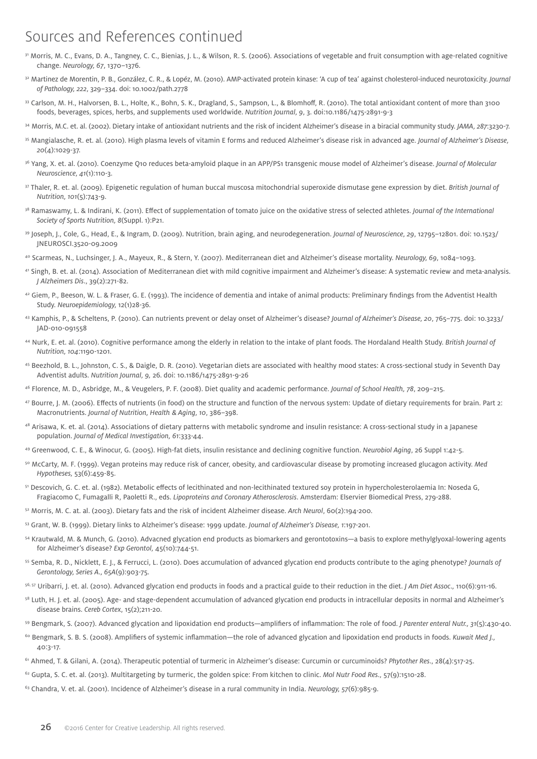# Sources and References continued

[31] Morris, M. C., Evans, D. A., Tangney, C. C., Bienias, J. L., & Wilson, R. S. (2006). Associations of vegetable and fruit consumption with age-related cognitive change. *Neurology, 67*, 1370–1376.

[32] Martinez de Morentin, P. B., González, C. R., & Lopéz, M. (2010). AMP-activated protein kinase: 'A cup of tea' against cholesterol-induced neurotoxicity. *Journal of Pathology, 222*, 329–334. doi: 10.1002/path.2778

[33] Carlson, M. H., Halvorsen, B. L., Holte, K., Bohn, S. K., Dragland, S., Sampson, L., & Blomhoff, R. (2010). The total antioxidant content of more than 3100 foods, beverages, spices, herbs, and supplements used worldwide. *Nutrition Journal*, *9*, 3. doi:10.1186/1475-2891-9-3

[34] Morris, M.C. et. al. (2002). Dietary intake of antioxidant nutrients and the risk of incident Alzheimer's disease in a biracial community study. *JAMA, 287*:3230-7.

[35] Mangialasche, R. et. al. (2010). High plasma levels of vitamin E forms and reduced Alzheimer's disease risk in advanced age. *Journal of Alzheimer's Disease, 20*(4):1029-37.

[36] Yang, X. et. al. (2010). Coenzyme Q10 reduces beta-amyloid plaque in an APP/PS1 transgenic mouse model of Alzheimer's disease. *Journal of Molecular Neuroscience*, *41*(1):110-3.

[37] Thaler, R. et. al. (2009). Epigenetic regulation of human buccal muscosa mitochondrial superoxide dismutase gene expression by diet. *British Journal of Nutrition, 101*(5):743-9.

[38] Ramaswamy, L. & Indirani, K. (2011). Effect of supplementation of tomato juice on the oxidative stress of selected athletes. *Journal of the International Society of Sports Nutrition, 8*(Suppl. 1):P21.

[39] Joseph, J., Cole, G., Head, E., & Ingram, D. (2009). Nutrition, brain aging, and neurodegeneration. *Journal of Neuroscience, 29*, 12795–12801. doi: 10.1523/JNEUROSCI.3520-09.2009

[40] Scarmeas, N., Luchsinger, J. A., Mayeux, R., & Stern, Y. (2007). Mediterranean diet and Alzheimer's disease mortality. *Neurology, 69*, 1084–1093.

[41] Singh, B. et. al. (2014). Association of Mediterranean diet with mild cognitive impairment and Alzheimer's disease: A systematic review and meta-analysis. *J Alzheimers Dis*., 39(2):271-82.

[42] Giem, P., Beeson, W. L. & Fraser, G. E. (1993). The incidence of dementia and intake of animal products: Preliminary findings from the Adventist Health Study. *Neuroepidemiology,* 12(1)28-36.

[43] Kamphis, P., & Scheltens, P. (2010). Can nutrients prevent or delay onset of Alzheimer's disease? *Journal of Alzheimer's Disease, 20*, 765–775. doi: 10.3233/JAD-010-091558

[44] Nurk, E. et. al. (2010). Cognitive performance among the elderly in relation to the intake of plant foods. The Hordaland Health Study. *British Journal of Nutrition, 104*:1190-1201.

[45] Beezhold, B. L., Johnston, C. S., & Daigle, D. R. (2010). Vegetarian diets are associated with healthy mood states: A cross-sectional study in Seventh Day Adventist adults. *Nutrition Journal, 9,* 26. doi: 10.1186/1475-2891-9-26

[46] Florence, M. D., Asbridge, M., & Veugelers, P. F. (2008). Diet quality and academic performance. *Journal of School Health, 78*, 209–215.

[47] Bourre, J. M. (2006). Effects of nutrients (in food) on the structure and function of the nervous system: Update of dietary requirements for brain. Part 2: Macronutrients. *Journal of Nutrition, Health & Aging, 10*, 386–398.

[48] Arisawa, K. et. al. (2014). Associations of dietary patterns with metabolic syndrome and insulin resistance: A cross-sectional study in a Japanese population. *Journal of Medical Investigation, 61*:333-44.

[49] Greenwood, C. E., & Winocur, G. (2005). High-fat diets, insulin resistance and declining cognitive function. *Neurobiol Aging*, 26 Suppl 1:42-5.

[50] McCarty, M. F. (1999). Vegan proteins may reduce risk of cancer, obesity, and cardiovascular disease by promoting increased glucagon activity. *Med Hypotheses,* 53(6):459-85.

[51] Descovich, G. C. et. al. (1982). Metabolic effects of lecithinated and non-lecithinated textured soy protein in hypercholesterolaemia In: Noseda G, Fragiacomo C, Fumagalli R, Paoletti R., eds. *Lipoproteins and Coronary Atherosclerosis*. Amsterdam: Elservier Biomedical Press, 279-288.

[52] Morris, M. C. at. al. (2003). Dietary fats and the risk of incident Alzheimer disease. *Arch Neurol*, 60(2):194-200.

[53] Grant, W. B. (1999). Dietary links to Alzheimer's disease: 1999 update. *Journal of Alzheimer's Disease, 1*:197-201.

[54] Krautwald, M. & Munch, G. (2010). Advacned glycation end products as biomarkers and gerontotoxins—a basis to explore methylglyoxal-lowering agents for Alzheimer's disease? *Exp Gerontol,* 45(10):744-51.

[55] Semba, R. D., Nicklett, E. J., & Ferrucci, L. (2010). Does accumulation of advanced glycation end products contribute to the aging phenotype? *Journals of Gerontology, Series A., 65A*(9):903-75.

[56, 57] Uribarri, J. et. al. (2010). Advanced glycation end products in foods and a practical guide to their reduction in the diet. *J Am Diet Assoc*., 110(6):911-16.

[58] Luth, H. J. et. al. (2005). Age- and stage-dependent accumulation of advanced glycation end products in intracellular deposits in normal and Alzheimer's disease brains. *Cereb Cortex*, 15(2);211-20.

[59] Bengmark, S. (2007). Advanced glycation and lipoxidation end products—amplifiers of inflammation: The role of food. *J Parenter enteral Nutr., 31*(5):430-40.

[60] Bengmark, S. B. S. (2008). Amplifiers of systemic inflammation—the role of advanced glycation and lipoxidation end products in foods. *Kuwait Med J.,* 40:3-17.

[61] Ahmed, T. & Gilani, A. (2014). Therapeutic potential of turmeric in Alzheimer's disease: Curcumin or curcuminoids? *Phytother Res*., 28(4):517-25.

[62] Gupta, S. C. et. al. (2013). Multitargeting by turmeric, the golden spice: From kitchen to clinic. *Mol Nutr Food Res*., 57(9):1510-28.

[63] Chandra, V. et. al. (2001). Incidence of Alzheimer's disease in a rural community in India. *Neurology, 57*(6):985-9.

©2016 Center for Creative Leadership. All rights reserved.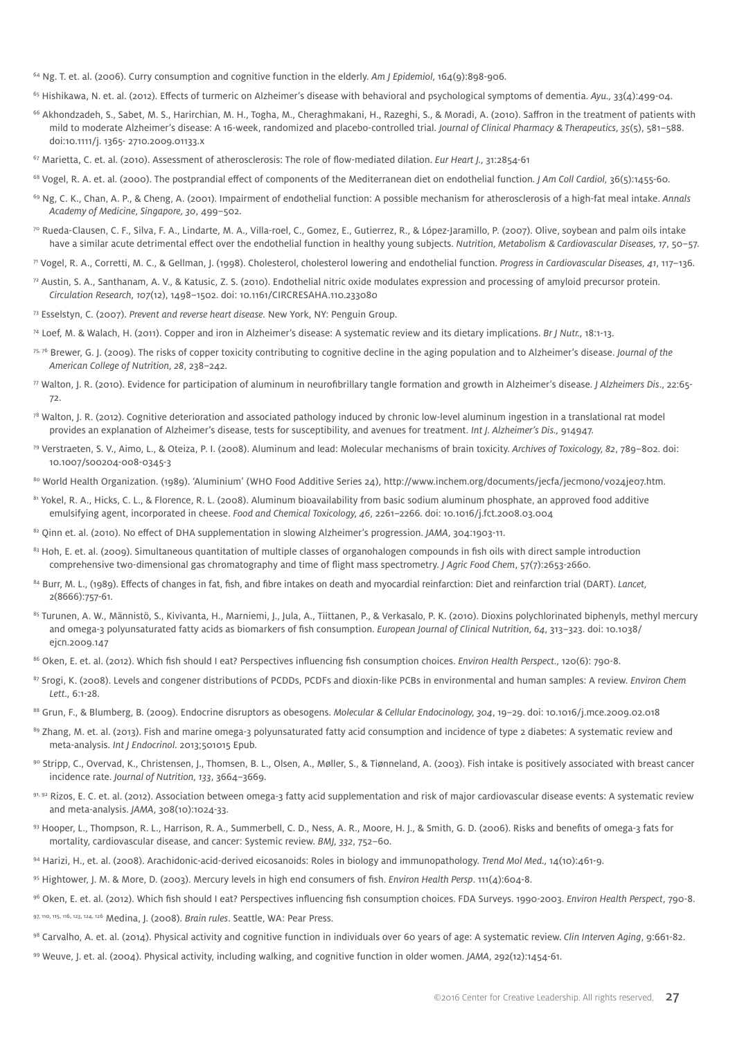[64] Ng. T. et. al. (2006). Curry consumption and cognitive function in the elderly. *Am J Epidemiol*, 164(9):898-906.

[65] Hishikawa, N. et. al. (2012). Effects of turmeric on Alzheimer's disease with behavioral and psychological symptoms of dementia. *Ayu.*, 33(4):499-04.

[66] Akhondzadeh, S., Sabet, M. S., Harirchian, M. H., Togha, M., Cheraghmakani, H., Razeghi, S., & Moradi, A. (2010). Saffron in the treatment of patients with mild to moderate Alzheimer's disease: A 16-week, randomized and placebo-controlled trial. *Journal of Clinical Pharmacy & Therapeutics, 35*(5), 581–588. doi:10.1111/j. 1365- 2710.2009.01133.x

[67] Marietta, C. et. al. (2010). Assessment of atherosclerosis: The role of flow-mediated dilation. *Eur Heart J.*, 31:2854-61

[68] Vogel, R. A. et. al. (2000). The postprandial effect of components of the Mediterranean diet on endothelial function. *J Am Coll Cardiol*, 36(5):1455-60.

[69] Ng, C. K., Chan, A. P., & Cheng, A. (2001). Impairment of endothelial function: A possible mechanism for atherosclerosis of a high-fat meal intake. *Annals Academy of Medicine, Singapore, 30*, 499–502.

[70] Rueda-Clausen, C. F., Silva, F. A., Lindarte, M. A., Villa-roel, C., Gomez, E., Gutierrez, R., & López-Jaramillo, P. (2007). Olive, soybean and palm oils intake have a similar acute detrimental effect over the endothelial function in healthy young subjects. *Nutrition, Metabolism & Cardiovascular Diseases, 17*, 50–57.

[71] Vogel, R. A., Corretti, M. C., & Gellman, J. (1998). Cholesterol, cholesterol lowering and endothelial function. *Progress in Cardiovascular Diseases, 41*, 117–136.

[72] Austin, S. A., Santhanam, A. V., & Katusic, Z. S. (2010). Endothelial nitric oxide modulates expression and processing of amyloid precursor protein. *Circulation Research, 107*(12), 1498–1502. doi: 10.1161/CIRCRESAHA.110.233080

[73] Esselstyn, C. (2007). *Prevent and reverse heart disease.* New York, NY: Penguin Group.

[74] Loef, M. & Walach, H. (2011). Copper and iron in Alzheimer's disease: A systematic review and its dietary implications. *Br J Nutr.*, 18:1-13.

[75, 76] Brewer, G. J. (2009). The risks of copper toxicity contributing to cognitive decline in the aging population and to Alzheimer's disease. *Journal of the American College of Nutrition, 28*, 238–242.

[77] Walton, J. R. (2010). Evidence for participation of aluminum in neurofibrillary tangle formation and growth in Alzheimer's disease. *J Alzheimers Dis*., 22:65-72.

[78] Walton, J. R. (2012). Cognitive deterioration and associated pathology induced by chronic low-level aluminum ingestion in a translational rat model provides an explanation of Alzheimer's disease, tests for susceptibility, and avenues for treatment. *Int J. Alzheimer's Dis.*, 914947.

[79] Verstraeten, S. V., Aimo, L., & Oteiza, P. I. (2008). Aluminum and lead: Molecular mechanisms of brain toxicity. *Archives of Toxicology, 82*, 789–802. doi: 10.1007/s00204-008-0345-3

[80] World Health Organization. (1989). 'Aluminium' (WHO Food Additive Series 24), http://www.inchem.org/documents/jecfa/jecmono/v024je07.htm.

[81] Yokel, R. A., Hicks, C. L., & Florence, R. L. (2008). Aluminum bioavailability from basic sodium aluminum phosphate, an approved food additive emulsifying agent, incorporated in cheese. *Food and Chemical Toxicology, 46*, 2261–2266. doi: 10.1016/j.fct.2008.03.004

[82] Qinn et. al. (2010). No effect of DHA supplementation in slowing Alzheimer's progression. *JAMA*, 304:1903-11.

[83] Hoh, E. et. al. (2009). Simultaneous quantitation of multiple classes of organohalogen compounds in fish oils with direct sample introduction comprehensive two-dimensional gas chromatography and time of flight mass spectrometry. *J Agric Food Chem*, 57(7):2653-2660.

[84] Burr, M. L., (1989). Effects of changes in fat, fish, and fibre intakes on death and myocardial reinfarction: Diet and reinfarction trial (DART). *Lancet*, 2(8666):757-61.

[85] Turunen, A. W., Männistö, S., Kivivanta, H., Marniemi, J., Jula, A., Tiittanen, P., & Verkasalo, P. K. (2010). Dioxins polychlorinated biphenyls, methyl mercury and omega-3 polyunsaturated fatty acids as biomarkers of fish consumption. *European Journal of Clinical Nutrition, 64*, 313–323. doi: 10.1038/ejcn.2009.147

[86] Oken, E. et. al. (2012). Which fish should I eat? Perspectives influencing fish consumption choices. *Environ Health Perspect.*, 120(6): 790-8.

[87] Srogi, K. (2008). Levels and congener distributions of PCDDs, PCDFs and dioxin-like PCBs in environmental and human samples: A review. *Environ Chem Lett.*, 6:1-28.

[88] Grun, F., & Blumberg, B. (2009). Endocrine disruptors as obesogens. *Molecular & Cellular Endocinology, 304*, 19–29. doi: 10.1016/j.mce.2009.02.018

[89] Zhang, M. et. al. (2013). Fish and marine omega-3 polyunsaturated fatty acid consumption and incidence of type 2 diabetes: A systematic review and meta-analysis. *Int J Endocrinol*. 2013;501015 Epub.

[90] Stripp, C., Overvad, K., Christensen, J., Thomsen, B. L., Olsen, A., Møller, S., & Tiønneland, A. (2003). Fish intake is positively associated with breast cancer incidence rate. *Journal of Nutrition, 133*, 3664–3669.

[91, 92] Rizos, E. C. et. al. (2012). Association between omega-3 fatty acid supplementation and risk of major cardiovascular disease events: A systematic review and meta-analysis. *JAMA*, 308(10):1024-33.

[93] Hooper, L., Thompson, R. L., Harrison, R. A., Summerbell, C. D., Ness, A. R., Moore, H. J., & Smith, G. D. (2006). Risks and benefits of omega-3 fats for mortality, cardiovascular disease, and cancer: Systemic review. *BMJ, 332*, 752–60.

[94] Harizi, H., et. al. (2008). Arachidonic-acid-derived eicosanoids: Roles in biology and immunopathology. *Trend Mol Med.*, 14(10):461-9.

[95] Hightower, J. M. & More, D. (2003). Mercury levels in high end consumers of fish. *Environ Health Persp*. 111(4):604-8.

[96] Oken, E. et. al. (2012). Which fish should I eat? Perspectives influencing fish consumption choices. FDA Surveys. 1990-2003. *Environ Health Perspect*, 790-8.

[97, 110, 115, 116, 123, 124, 126] Medina, J. (2008). *Brain rules*. Seattle, WA: Pear Press.

[98] Carvalho, A. et. al. (2014). Physical activity and cognitive function in individuals over 60 years of age: A systematic review. *Clin Interven Aging*, 9:661-82.

[99] Weuve, J. et. al. (2004). Physical activity, including walking, and cognitive function in older women. *JAMA*, 292(12):1454-61.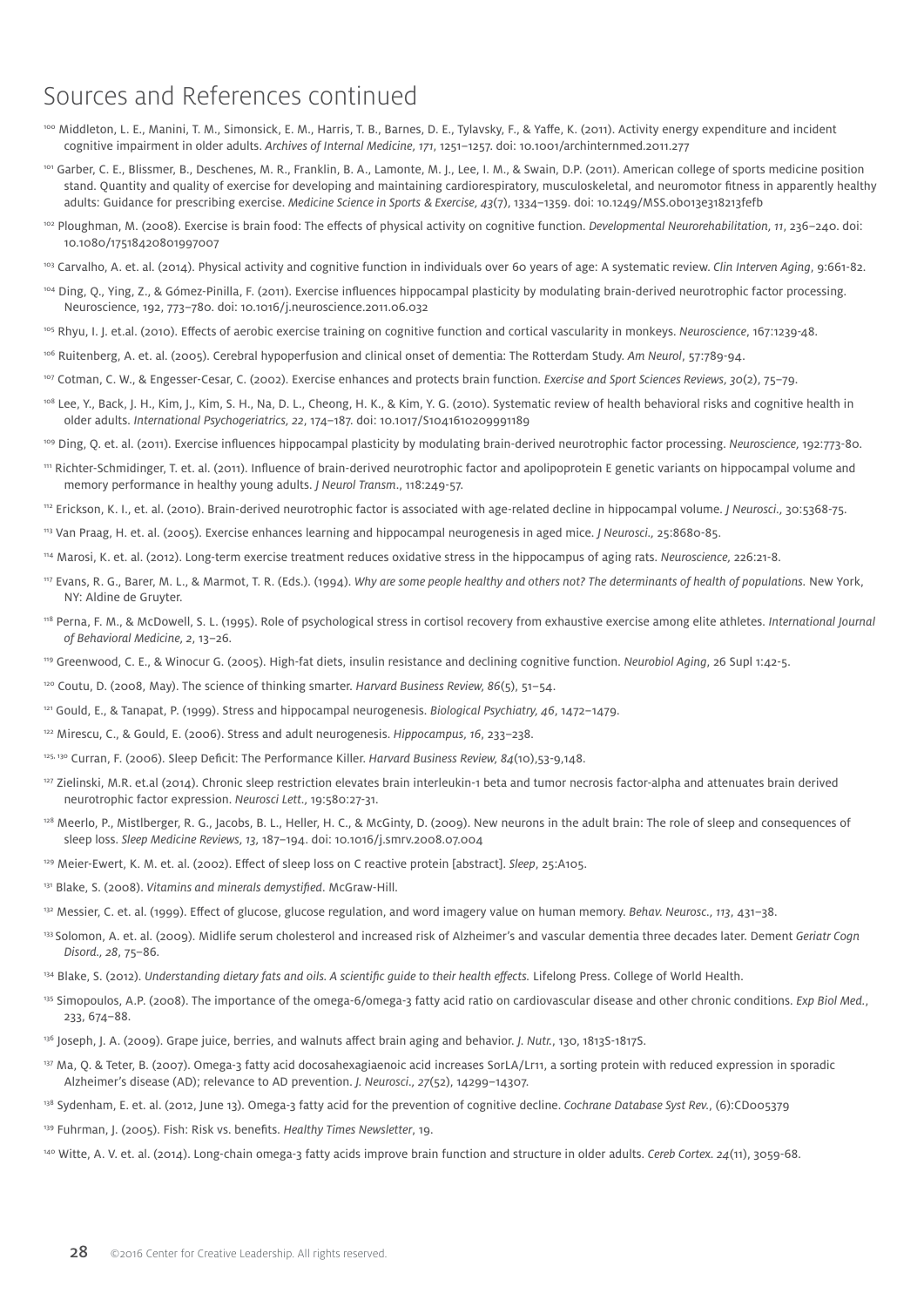# Sources and References continued

[100] Middleton, L. E., Manini, T. M., Simonsick, E. M., Harris, T. B., Barnes, D. E., Tylavsky, F., & Yaffe, K. (2011). Activity energy expenditure and incident cognitive impairment in older adults. *Archives of Internal Medicine, 171*, 1251–1257. doi: 10.1001/archinternmed.2011.277

[101] Garber, C. E., Blissmer, B., Deschenes, M. R., Franklin, B. A., Lamonte, M. J., Lee, I. M., & Swain, D.P. (2011). American college of sports medicine position stand. Quantity and quality of exercise for developing and maintaining cardiorespiratory, musculoskeletal, and neuromotor fitness in apparently healthy adults: Guidance for prescribing exercise. *Medicine Science in Sports & Exercise, 43*(7), 1334–1359. doi: 10.1249/MSS.0b013e318213fefb

[102] Ploughman, M. (2008). Exercise is brain food: The effects of physical activity on cognitive function. *Developmental Neurorehabilitation, 11*, 236–240. doi: 10.1080/17518420801997007

[103] Carvalho, A. et. al. (2014). Physical activity and cognitive function in individuals over 60 years of age: A systematic review. *Clin Interven Aging*, 9:661-82.

[104] Ding, Q., Ying, Z., & Gómez-Pinilla, F. (2011). Exercise influences hippocampal plasticity by modulating brain-derived neurotrophic factor processing. Neuroscience, 192, 773–780. doi: 10.1016/j.neuroscience.2011.06.032

[105] Rhyu, I. J. et.al. (2010). Effects of aerobic exercise training on cognitive function and cortical vascularity in monkeys. *Neuroscience*, 167:1239-48.

[106] Ruitenberg, A. et. al. (2005). Cerebral hypoperfusion and clinical onset of dementia: The Rotterdam Study. *Am Neurol*, 57:789-94.

[107] Cotman, C. W., & Engesser-Cesar, C. (2002). Exercise enhances and protects brain function. *Exercise and Sport Sciences Reviews, 30*(2), 75–79.

[108] Lee, Y., Back, J. H., Kim, J., Kim, S. H., Na, D. L., Cheong, H. K., & Kim, Y. G. (2010). Systematic review of health behavioral risks and cognitive health in older adults. *International Psychogeriatrics, 22*, 174–187. doi: 10.1017/S1041610209991189

[109] Ding, Q. et. al. (2011). Exercise influences hippocampal plasticity by modulating brain-derived neurotrophic factor processing. *Neuroscience,* 192:773-80.

[111] Richter-Schmidinger, T. et. al. (2011). Influence of brain-derived neurotrophic factor and apolipoprotein E genetic variants on hippocampal volume and memory performance in healthy young adults. *J Neurol Transm*., 118:249-57.

[112] Erickson, K. I., et. al. (2010). Brain-derived neurotrophic factor is associated with age-related decline in hippocampal volume. *J Neurosci.,* 30:5368-75.

[113] Van Praag, H. et. al. (2005). Exercise enhances learning and hippocampal neurogenesis in aged mice. *J Neurosci.,* 25:8680-85.

[114] Marosi, K. et. al. (2012). Long-term exercise treatment reduces oxidative stress in the hippocampus of aging rats. *Neuroscience,* 226:21-8.

[117] Evans, R. G., Barer, M. L., & Marmot, T. R. (Eds.). (1994). *Why are some people healthy and others not? The determinants of health of populations.* New York, NY: Aldine de Gruyter.

[118] Perna, F. M., & McDowell, S. L. (1995). Role of psychological stress in cortisol recovery from exhaustive exercise among elite athletes. *International Journal of Behavioral Medicine, 2*, 13–26.

[119] Greenwood, C. E., & Winocur G. (2005). High-fat diets, insulin resistance and declining cognitive function. *Neurobiol Aging*, 26 Supl 1:42-5.

[120] Coutu, D. (2008, May). The science of thinking smarter. *Harvard Business Review, 86*(5), 51–54.

[121] Gould, E., & Tanapat, P. (1999). Stress and hippocampal neurogenesis. *Biological Psychiatry, 46*, 1472–1479.

[122] Mirescu, C., & Gould, E. (2006). Stress and adult neurogenesis. *Hippocampus, 16*, 233–238.

[125, 130] Curran, F. (2006). Sleep Deficit: The Performance Killer. *Harvard Business Review, 84*(10),53-9,148.

[127] Zielinski, M.R. et.al (2014). Chronic sleep restriction elevates brain interleukin-1 beta and tumor necrosis factor-alpha and attenuates brain derived neurotrophic factor expression. *Neurosci Lett.*, 19:580:27-31.

[128] Meerlo, P., Mistlberger, R. G., Jacobs, B. L., Heller, H. C., & McGinty, D. (2009). New neurons in the adult brain: The role of sleep and consequences of sleep loss. *Sleep Medicine Reviews, 13*, 187–194. doi: 10.1016/j.smrv.2008.07.004

[129] Meier-Ewert, K. M. et. al. (2002). Effect of sleep loss on C reactive protein [abstract]. *Sleep*, 25:A105.

[131] Blake, S. (2008). *Vitamins and minerals demystified*. McGraw-Hill.

[132] Messier, C. et. al. (1999). Effect of glucose, glucose regulation, and word imagery value on human memory. *Behav. Neurosc., 113*, 431–38.

[133] Solomon, A. et. al. (2009). Midlife serum cholesterol and increased risk of Alzheimer's and vascular dementia three decades later. Dement *Geriatr Cogn Disord., 28*, 75–86.

[134] Blake, S. (2012). *Understanding dietary fats and oils. A scientific guide to their health effects.* Lifelong Press. College of World Health.

[135] Simopoulos, A.P. (2008). The importance of the omega-6/omega-3 fatty acid ratio on cardiovascular disease and other chronic conditions. *Exp Biol Med.*, 233, 674–88.

[136] Joseph, J. A. (2009). Grape juice, berries, and walnuts affect brain aging and behavior. *J. Nutr.*, 130, 1813S-1817S.

[137] Ma, Q. & Teter, B. (2007). Omega-3 fatty acid docosahexagiaenoic acid increases SorLA/Lr11, a sorting protein with reduced expression in sporadic Alzheimer's disease (AD); relevance to AD prevention. *J. Neurosci., 27*(52), 14299–14307.

[138] Sydenham, E. et. al. (2012, June 13). Omega-3 fatty acid for the prevention of cognitive decline. *Cochrane Database Syst Rev.*, (6):CD005379

[139] Fuhrman, J. (2005). Fish: Risk vs. benefits. *Healthy Times Newsletter*, 19.

[140] Witte, A. V. et. al. (2014). Long-chain omega-3 fatty acids improve brain function and structure in older adults. *Cereb Cortex. 24*(11), 3059-68.

©2016 Center for Creative Leadership. All rights reserved.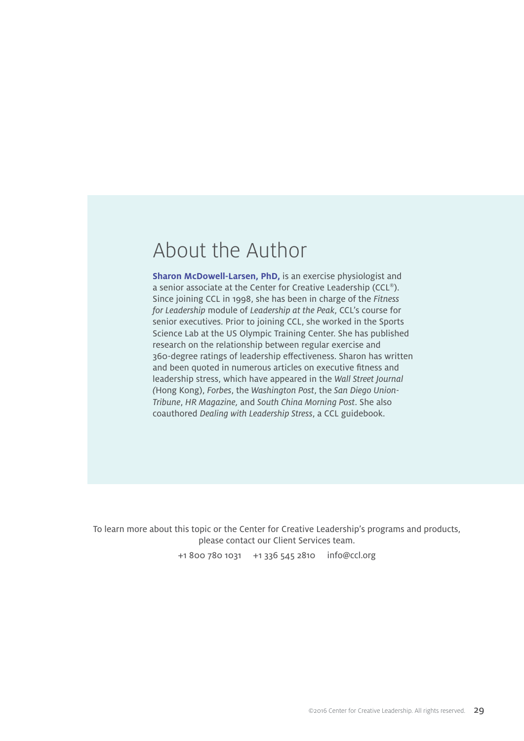# About the Author

**Sharon McDowell-Larsen, PhD,** is an exercise physiologist and a senior associate at the Center for Creative Leadership (CCL®). Since joining CCL in 1998, she has been in charge of the *Fitness for Leadership* module of *Leadership at the Peak*, CCL's course for senior executives. Prior to joining CCL, she worked in the Sports Science Lab at the US Olympic Training Center. She has published research on the relationship between regular exercise and 360-degree ratings of leadership effectiveness. Sharon has written and been quoted in numerous articles on executive fitness and leadership stress, which have appeared in the *Wall Street Journal* (Hong Kong), *Forbes*, the *Washington Post*, the *San Diego Union-Tribune*, *HR Magazine,* and *South China Morning Post*. She also coauthored *Dealing with Leadership Stress*, a CCL guidebook.

To learn more about this topic or the Center for Creative Leadership's programs and products, please contact our Client Services team.

+1 800 780 1031 +1 336 545 2810 info@ccl.org

©2016 Center for Creative Leadership. All rights reserved.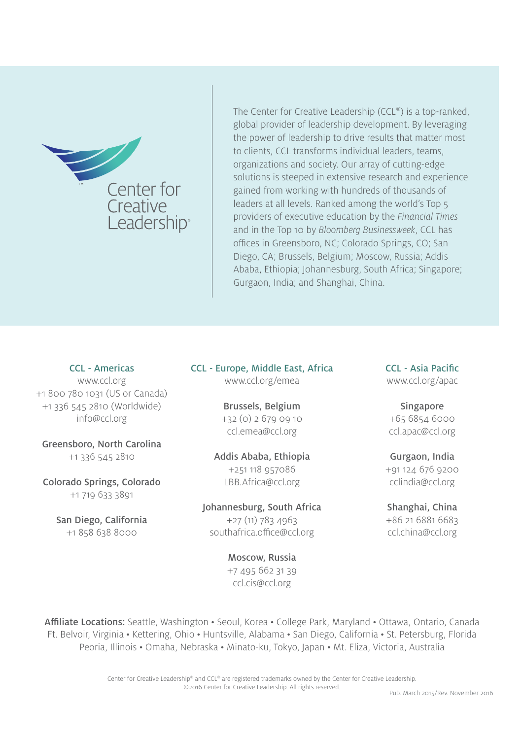Center for Creative Leadership

The Center for Creative Leadership (CCL®) is a top-ranked, global provider of leadership development. By leveraging the power of leadership to drive results that matter most to clients, CCL transforms individual leaders, teams, organizations and society. Our array of cutting-edge solutions is steeped in extensive research and experience gained from working with hundreds of thousands of leaders at all levels. Ranked among the world's Top 5 providers of executive education by the *Financial Times* and in the Top 10 by *Bloomberg Businessweek*, CCL has offices in Greensboro, NC; Colorado Springs, CO; San Diego, CA; Brussels, Belgium; Moscow, Russia; Addis Ababa, Ethiopia; Johannesburg, South Africa; Singapore; Gurgaon, India; and Shanghai, China.

**CCL - Americas**
www.ccl.org
+1 800 780 1031 (US or Canada)
+1 336 545 2810 (Worldwide)
info@ccl.org

**Greensboro, North Carolina**
+1 336 545 2810

**Colorado Springs, Colorado**
+1 719 633 3891

**San Diego, California**
+1 858 638 8000

**CCL - Europe, Middle East, Africa**
www.ccl.org/emea

**Brussels, Belgium**
+32 (0) 2 679 09 10
ccl.emea@ccl.org

**Addis Ababa, Ethiopia**
+251 118 957086
LBB.Africa@ccl.org

**Johannesburg, South Africa**
+27 (11) 783 4963
southafrica.office@ccl.org

**Moscow, Russia**
+7 495 662 31 39
ccl.cis@ccl.org

**CCL - Asia Pacific**
www.ccl.org/apac

**Singapore**
+65 6854 6000
ccl.apac@ccl.org

**Gurgaon, India**
+91 124 676 9200
cclindia@ccl.org

**Shanghai, China**
+86 21 6881 6683
ccl.china@ccl.org

**Affiliate Locations:** Seattle, Washington • Seoul, Korea • College Park, Maryland • Ottawa, Ontario, Canada Ft. Belvoir, Virginia • Kettering, Ohio • Huntsville, Alabama • San Diego, California • St. Petersburg, Florida Peoria, Illinois • Omaha, Nebraska • Minato-ku, Tokyo, Japan • Mt. Eliza, Victoria, Australia

Center for Creative Leadership® and CCL® are registered trademarks owned by the Center for Creative Leadership.
©2016 Center for Creative Leadership. All rights reserved.

Pub. March 2015/Rev. November 2016